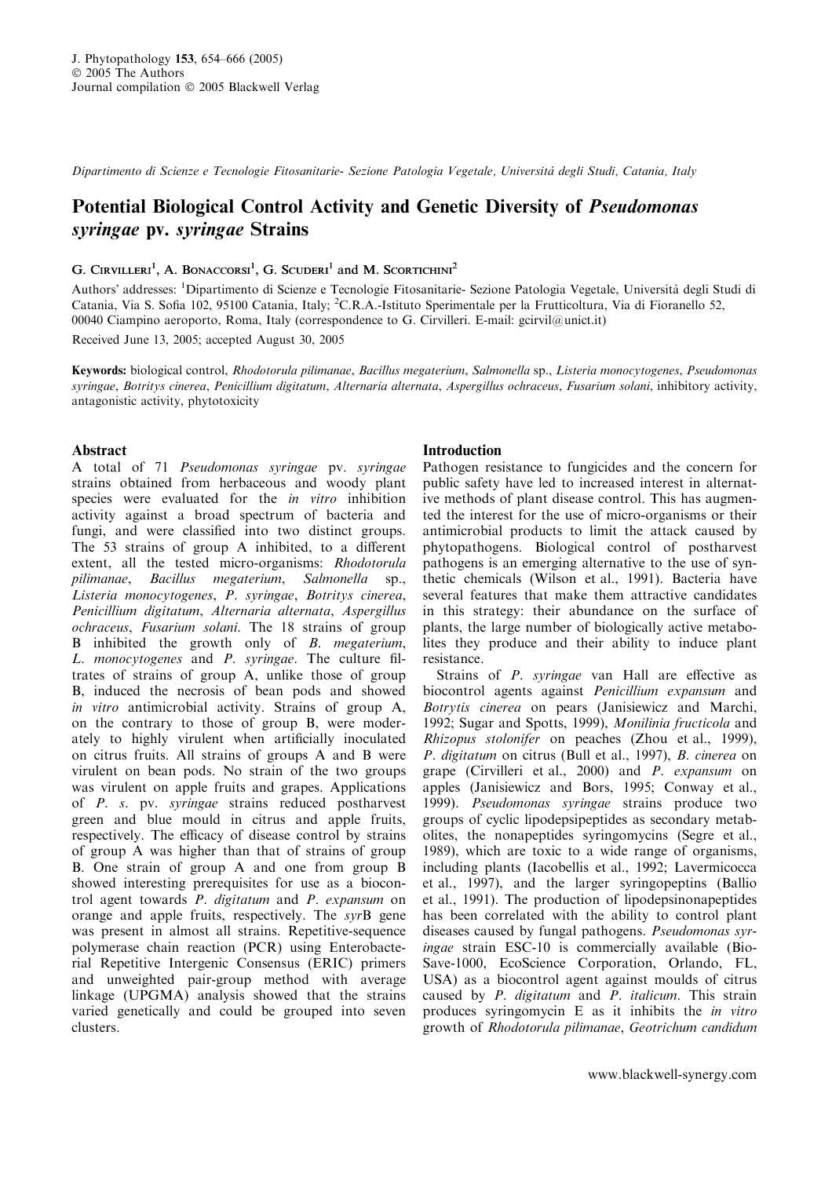Dipartimento di Scienze e Tecnologie Fitosanitarie- Sezione Patologia Vegetale, Universitá degli Studi, Catania, Italy

# Potential Biological Control Activity and Genetic Diversity of *Pseudomonas syringae* pv. *syringae* Strains

G. Cirvilleri[1], A. Bonaccorsi[1], G. Scuderi[1] and M. Scortichini[2]

Authors' addresses: [1]Dipartimento di Scienze e Tecnologie Fitosanitarie- Sezione Patologia Vegetale, Università degli Studi di Catania, Via S. Sofia 102, 95100 Catania, Italy; [2]C.R.A.-Istituto Sperimentale per la Frutticoltura, Via di Fioranello 52, 00040 Ciampino aeroporto, Roma, Italy (correspondence to G. Cirvilleri. E-mail: gcirvil@unict.it)

Received June 13, 2005; accepted August 30, 2005

**Keywords:** biological control, *Rhodotorula pilimanae*, *Bacillus megaterium*, *Salmonella* sp., *Listeria monocytogenes*, *Pseudomonas syringae*, *Botrytis cinerea*, *Penicillium digitatum*, *Alternaria alternata*, *Aspergillus ochraceus*, *Fusarium solani*, inhibitory activity, antagonistic activity, phytotoxicity

## Abstract

A total of 71 *Pseudomonas syringae* pv. *syringae* strains obtained from herbaceous and woody plant species were evaluated for the *in vitro* inhibition activity against a broad spectrum of bacteria and fungi, and were classified into two distinct groups. The 53 strains of group A inhibited, to a different extent, all the tested micro-organisms: *Rhodotorula pilimanae*, *Bacillus megaterium*, *Salmonella* sp., *Listeria monocytogenes*, *P. syringae*, *Botrytis cinerea*, *Penicillium digitatum*, *Alternaria alternata*, *Aspergillus ochraceus*, *Fusarium solani*. The 18 strains of group B inhibited the growth only of *B. megaterium*, *L. monocytogenes* and *P. syringae*. The culture filtrates of strains of group A, unlike those of group B, induced the necrosis of bean pods and showed *in vitro* antimicrobial activity. Strains of group A, on the contrary to those of group B, were moderately to highly virulent when artificially inoculated on citrus fruits. All strains of groups A and B were virulent on bean pods. No strain of the two groups was virulent on apple fruits and grapes. Applications of *P. s.* pv. *syringae* strains reduced postharvest green and blue mould in citrus and apple fruits, respectively. The efficacy of disease control by strains of group A was higher than that of strains of group B. One strain of group A and one from group B showed interesting prerequisites for use as a biocontrol agent towards *P. digitatum* and *P. expansum* on orange and apple fruits, respectively. The *syr*B gene was present in almost all strains. Repetitive-sequence polymerase chain reaction (PCR) using Enterobacterial Repetitive Intergenic Consensus (ERIC) primers and unweighted pair-group method with average linkage (UPGMA) analysis showed that the strains varied genetically and could be grouped into seven clusters.

## Introduction

Pathogen resistance to fungicides and the concern for public safety have led to increased interest in alternative methods of plant disease control. This has augmented the interest for the use of micro-organisms or their antimicrobial products to limit the attack caused by phytopathogens. Biological control of postharvest pathogens is an emerging alternative to the use of synthetic chemicals (Wilson et al., 1991). Bacteria have several features that make them attractive candidates in this strategy: their abundance on the surface of plants, the large number of biologically active metabolites they produce and their ability to induce plant resistance.

Strains of *P. syringae* van Hall are effective as biocontrol agents against *Penicillium expansum* and *Botrytis cinerea* on pears (Janisiewicz and Marchi, 1992; Sugar and Spotts, 1999), *Monilinia fructicola* and *Rhizopus stolonifer* on peaches (Zhou et al., 1999), *P. digitatum* on citrus (Bull et al., 1997), *B. cinerea* on grape (Cirvilleri et al., 2000) and *P. expansum* on apples (Janisiewicz and Bors, 1995; Conway et al., 1999). *Pseudomonas syringae* strains produce two groups of cyclic lipodepsipeptides as secondary metabolites, the nonapeptides syringomycins (Segre et al., 1989), which are toxic to a wide range of organisms, including plants (Iacobellis et al., 1992; Lavermicocca et al., 1997), and the larger syringopeptins (Ballio et al., 1991). The production of lipodepsinonapeptides has been correlated with the ability to control plant diseases caused by fungal pathogens. *Pseudomonas syringae* strain ESC-10 is commercially available (Bio-Save-1000, EcoScience Corporation, Orlando, FL, USA) as a biocontrol agent against moulds of citrus caused by *P. digitatum* and *P. italicum*. This strain produces syringomycin E as it inhibits the *in vitro* growth of *Rhodotorula pilimanae*, *Geotrichum candidum*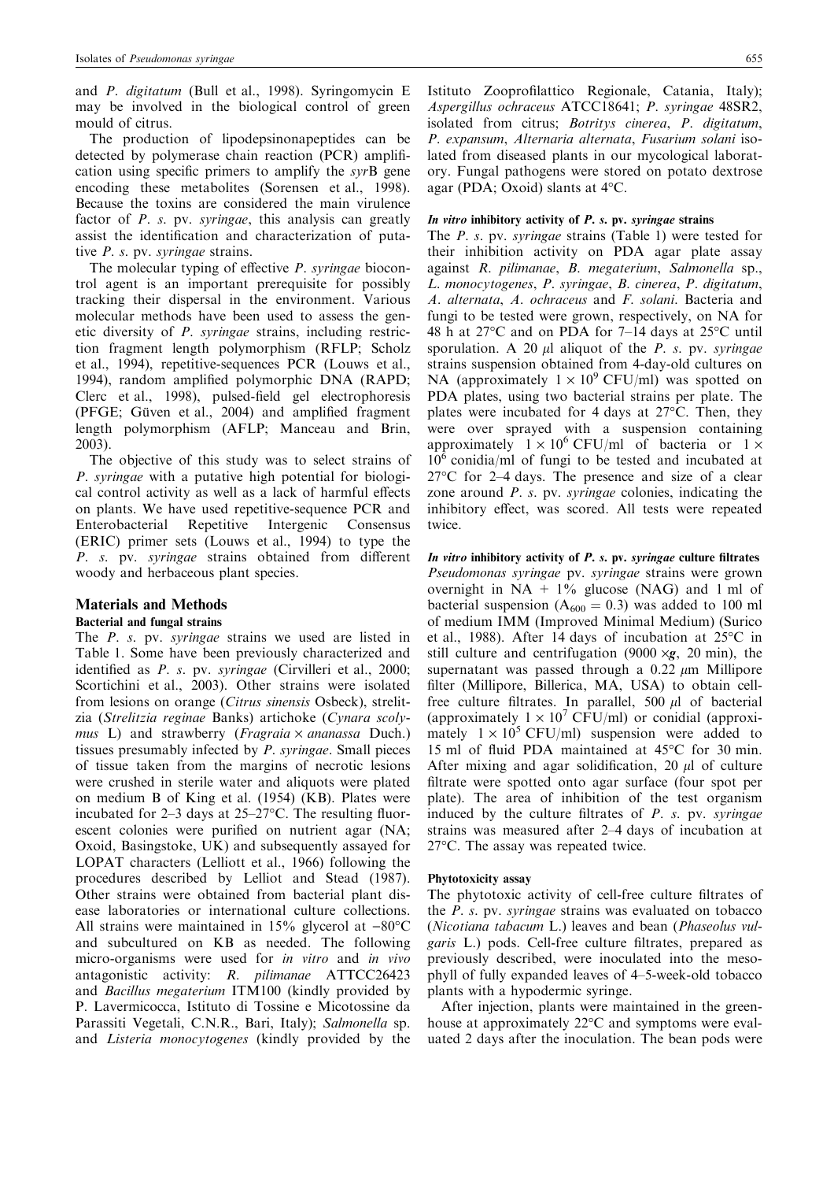and *P. digitatum* (Bull et al., 1998). Syringomycin E may be involved in the biological control of green mould of citrus.

The production of lipodepsinonapeptides can be detected by polymerase chain reaction (PCR) amplification using specific primers to amplify the *syr*B gene encoding these metabolites (Sorensen et al., 1998). Because the toxins are considered the main virulence factor of *P. s.* pv. *syringae*, this analysis can greatly assist the identification and characterization of putative *P. s.* pv. *syringae* strains.

The molecular typing of effective *P. syringae* biocontrol agent is an important prerequisite for possibly tracking their dispersal in the environment. Various molecular methods have been used to assess the genetic diversity of *P. syringae* strains, including restriction fragment length polymorphism (RFLP; Scholz et al., 1994), repetitive-sequences PCR (Louws et al., 1994), random amplified polymorphic DNA (RAPD; Clerc et al., 1998), pulsed-field gel electrophoresis (PFGE; Güven et al., 2004) and amplified fragment length polymorphism (AFLP; Manceau and Brin, 2003).

The objective of this study was to select strains of *P. syringae* with a putative high potential for biological control activity as well as a lack of harmful effects on plants. We have used repetitive-sequence PCR and Enterobacterial Repetitive Intergenic Consensus (ERIC) primer sets (Louws et al., 1994) to type the *P. s.* pv. *syringae* strains obtained from different woody and herbaceous plant species.

## Materials and Methods

### Bacterial and fungal strains

The *P. s.* pv. *syringae* strains we used are listed in Table 1. Some have been previously characterized and identified as *P. s.* pv. *syringae* (Cirvilleri et al., 2000; Scortichini et al., 2003). Other strains were isolated from lesions on orange (*Citrus sinensis* Osbeck), strelitzia (*Strelitzia reginae* Banks) artichoke (*Cynara scolymus* L) and strawberry (*Fragraia × ananassa* Duch.) tissues presumably infected by *P. syringae*. Small pieces of tissue taken from the margins of necrotic lesions were crushed in sterile water and aliquots were plated on medium B of King et al. (1954) (KB). Plates were incubated for 2–3 days at 25–27°C. The resulting fluorescent colonies were purified on nutrient agar (NA; Oxoid, Basingstoke, UK) and subsequently assayed for LOPAT characters (Lelliott et al., 1966) following the procedures described by Lelliot and Stead (1987). Other strains were obtained from bacterial plant disease laboratories or international culture collections. All strains were maintained in 15% glycerol at −80°C and subcultured on KB as needed. The following micro-organisms were used for *in vitro* and *in vivo* antagonistic activity: *R. pilimanae* ATTCC26423 and *Bacillus megaterium* ITM100 (kindly provided by P. Lavermicocca, Istituto di Tossine e Micotossine da Parassiti Vegetali, C.N.R., Bari, Italy); *Salmonella* sp. and *Listeria monocytogenes* (kindly provided by the Istituto Zooprofilattico Regionale, Catania, Italy); *Aspergillus ochraceus* ATCC18641; *P. syringae* 48SR2, isolated from citrus; *Botritys cinerea*, *P. digitatum*, *P. expansum*, *Alternaria alternata*, *Fusarium solani* isolated from diseased plants in our mycological laboratory. Fungal pathogens were stored on potato dextrose agar (PDA; Oxoid) slants at 4°C.

### *In vitro* inhibitory activity of *P. s.* pv. *syringae* strains

The *P. s.* pv. *syringae* strains (Table 1) were tested for their inhibition activity on PDA agar plate assay against *R. pilimanae*, *B. megaterium*, *Salmonella* sp., *L. monocytogenes*, *P. syringae*, *B. cinerea*, *P. digitatum*, *A. alternata*, *A. ochraceus* and *F. solani*. Bacteria and fungi to be tested were grown, respectively, on NA for 48 h at 27°C and on PDA for 7–14 days at 25°C until sporulation. A 20 μl aliquot of the *P. s.* pv. *syringae* strains suspension obtained from 4-day-old cultures on NA (approximately $1 \times 10^9$ CFU/ml) was spotted on PDA plates, using two bacterial strains per plate. The plates were incubated for 4 days at 27°C. Then, they were over sprayed with a suspension containing approximately $1 \times 10^6$ CFU/ml of bacteria or $1 \times 10^6$ conidia/ml of fungi to be tested and incubated at 27°C for 2–4 days. The presence and size of a clear zone around *P. s.* pv. *syringae* colonies, indicating the inhibitory effect, was scored. All tests were repeated twice.

### *In vitro* inhibitory activity of *P. s.* pv. *syringae* culture filtrates

*Pseudomonas syringae* pv. *syringae* strains were grown overnight in NA + 1% glucose (NAG) and 1 ml of bacterial suspension ($A_{600} = 0.3$) was added to 100 ml of medium IMM (Improved Minimal Medium) (Surico et al., 1988). After 14 days of incubation at 25°C in still culture and centrifugation (9000 ×*g*, 20 min), the supernatant was passed through a 0.22 μm Millipore filter (Millipore, Billerica, MA, USA) to obtain cell-free culture filtrates. In parallel, 500 μl of bacterial (approximately $1 \times 10^7$ CFU/ml) or conidial (approximately $1 \times 10^5$ CFU/ml) suspension were added to 15 ml of fluid PDA maintained at 45°C for 30 min. After mixing and agar solidification, 20 μl of culture filtrate were spotted onto agar surface (four spot per plate). The area of inhibition of the test organism induced by the culture filtrates of *P. s.* pv. *syringae* strains was measured after 2–4 days of incubation at 27°C. The assay was repeated twice.

### Phytotoxicity assay

The phytotoxic activity of cell-free culture filtrates of the *P. s.* pv. *syringae* strains was evaluated on tobacco (*Nicotiana tabacum* L.) leaves and bean (*Phaseolus vulgaris* L.) pods. Cell-free culture filtrates, prepared as previously described, were inoculated into the mesophyll of fully expanded leaves of 4–5-week-old tobacco plants with a hypodermic syringe.

After injection, plants were maintained in the greenhouse at approximately 22°C and symptoms were evaluated 2 days after the inoculation. The bean pods were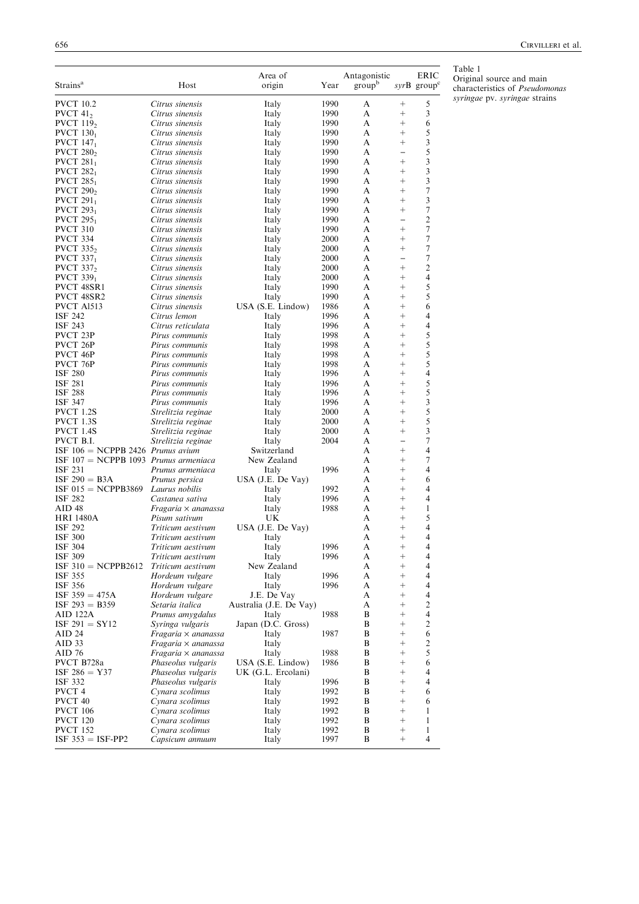Table 1
Original source and main characteristics of *Pseudomonas syringae* pv. *syringae* strains

| Strains[a] | Host | Area of origin | Year | Antagonistic group[b] | *syr*B | ERIC group[c] |
|---|---|---|---|---|---|---|
| PVCT 10.2 | *Citrus sinensis* | Italy | 1990 | A | + | 5 |
| PVCT $41_2$ | *Citrus sinensis* | Italy | 1990 | A | + | 3 |
| PVCT $119_2$ | *Citrus sinensis* | Italy | 1990 | A | + | 6 |
| PVCT $130_1$ | *Citrus sinensis* | Italy | 1990 | A | + | 5 |
| PVCT $147_1$ | *Citrus sinensis* | Italy | 1990 | A | + | 3 |
| PVCT $280_2$ | *Citrus sinensis* | Italy | 1990 | A | − | 5 |
| PVCT $281_1$ | *Citrus sinensis* | Italy | 1990 | A | + | 3 |
| PVCT $282_1$ | *Citrus sinensis* | Italy | 1990 | A | + | 3 |
| PVCT $285_1$ | *Citrus sinensis* | Italy | 1990 | A | + | 3 |
| PVCT $290_2$ | *Citrus sinensis* | Italy | 1990 | A | + | 7 |
| PVCT $291_1$ | *Citrus sinensis* | Italy | 1990 | A | + | 3 |
| PVCT $293_1$ | *Citrus sinensis* | Italy | 1990 | A | + | 7 |
| PVCT $295_1$ | *Citrus sinensis* | Italy | 1990 | A | − | 2 |
| PVCT 310 | *Citrus sinensis* | Italy | 1990 | A | + | 7 |
| PVCT 334 | *Citrus sinensis* | Italy | 2000 | A | + | 7 |
| PVCT $335_2$ | *Citrus sinensis* | Italy | 2000 | A | + | 7 |
| PVCT $337_1$ | *Citrus sinensis* | Italy | 2000 | A | − | 7 |
| PVCT $337_2$ | *Citrus sinensis* | Italy | 2000 | A | + | 2 |
| PVCT $339_1$ | *Citrus sinensis* | Italy | 2000 | A | + | 4 |
| PVCT 48SR1 | *Citrus sinensis* | Italy | 1990 | A | + | 5 |
| PVCT 48SR2 | *Citrus sinensis* | Italy | 1990 | A | + | 5 |
| PVCT Al513 | *Citrus sinensis* | USA (S.E. Lindow) | 1986 | A | + | 6 |
| ISF 242 | *Citrus lemon* | Italy | 1996 | A | + | 4 |
| ISF 243 | *Citrus reticulata* | Italy | 1996 | A | + | 4 |
| PVCT 23P | *Pirus communis* | Italy | 1998 | A | + | 5 |
| PVCT 26P | *Pirus communis* | Italy | 1998 | A | + | 5 |
| PVCT 46P | *Pirus communis* | Italy | 1998 | A | + | 5 |
| PVCT 76P | *Pirus communis* | Italy | 1998 | A | + | 5 |
| ISF 280 | *Pirus communis* | Italy | 1996 | A | + | 4 |
| ISF 281 | *Pirus communis* | Italy | 1996 | A | + | 5 |
| ISF 288 | *Pirus communis* | Italy | 1996 | A | + | 5 |
| ISF 347 | *Pirus communis* | Italy | 1996 | A | + | 3 |
| PVCT 1.2S | *Strelitzia reginae* | Italy | 2000 | A | + | 5 |
| PVCT 1.3S | *Strelitzia reginae* | Italy | 2000 | A | + | 5 |
| PVCT 1.4S | *Strelitzia reginae* | Italy | 2000 | A | + | 3 |
| PVCT B.I. | *Strelitzia reginae* | Italy | 2004 | A | − | 7 |
| ISF 106 = NCPPB 2426 | *Prunus avium* | Switzerland | | A | + | 4 |
| ISF 107 = NCPPB 1093 | *Prunus armeniaca* | New Zealand | | A | + | 7 |
| ISF 231 | *Prunus armeniaca* | Italy | 1996 | A | + | 4 |
| ISF 290 = B3A | *Prunus persica* | USA (J.E. De Vay) | | A | + | 6 |
| ISF 015 = NCPPB3869 | *Laurus nobilis* | Italy | 1992 | A | + | 4 |
| ISF 282 | *Castanea sativa* | Italy | 1996 | A | + | 4 |
| AID 48 | *Fragaria × ananassa* | Italy | 1988 | A | + | 1 |
| HRI 1480A | *Pisum sativum* | UK | | A | + | 5 |
| ISF 292 | *Triticum aestivum* | USA (J.E. De Vay) | | A | + | 4 |
| ISF 300 | *Triticum aestivum* | Italy | | A | + | 4 |
| ISF 304 | *Triticum aestivum* | Italy | 1996 | A | + | 4 |
| ISF 309 | *Triticum aestivum* | Italy | 1996 | A | + | 4 |
| ISF 310 = NCPPB2612 | *Triticum aestivum* | New Zealand | | A | + | 4 |
| ISF 355 | *Hordeum vulgare* | Italy | 1996 | A | + | 4 |
| ISF 356 | *Hordeum vulgare* | Italy | 1996 | A | + | 4 |
| ISF 359 = 475A | *Hordeum vulgare* | J.E. De Vay | | A | + | 4 |
| ISF 293 = B359 | *Setaria italica* | Australia (J.E. De Vay) | | A | + | 2 |
| AID 122A | *Prunus amygdalus* | Italy | 1988 | B | + | 4 |
| ISF 291 = SY12 | *Syringa vulgaris* | Japan (D.C. Gross) | | B | + | 2 |
| AID 24 | *Fragaria × ananassa* | Italy | 1987 | B | + | 6 |
| AID 33 | *Fragaria × ananassa* | Italy | | B | + | 2 |
| AID 76 | *Fragaria × ananassa* | Italy | 1988 | B | + | 5 |
| PVCT B728a | *Phaseolus vulgaris* | USA (S.E. Lindow) | 1986 | B | + | 6 |
| ISF 286 = Y37 | *Phaseolus vulgaris* | UK (G.L. Ercolani) | | B | + | 4 |
| ISF 332 | *Phaseolus vulgaris* | Italy | 1996 | B | + | 4 |
| PVCT 4 | *Cynara scolimus* | Italy | 1992 | B | + | 6 |
| PVCT 40 | *Cynara scolimus* | Italy | 1992 | B | + | 6 |
| PVCT 106 | *Cynara scolimus* | Italy | 1992 | B | + | 1 |
| PVCT 120 | *Cynara scolimus* | Italy | 1992 | B | + | 1 |
| PVCT 152 | *Cynara scolimus* | Italy | 1992 | B | + | 1 |
| ISF 353 = ISF-PP2 | *Capsicum annuum* | Italy | 1997 | B | + | 4 |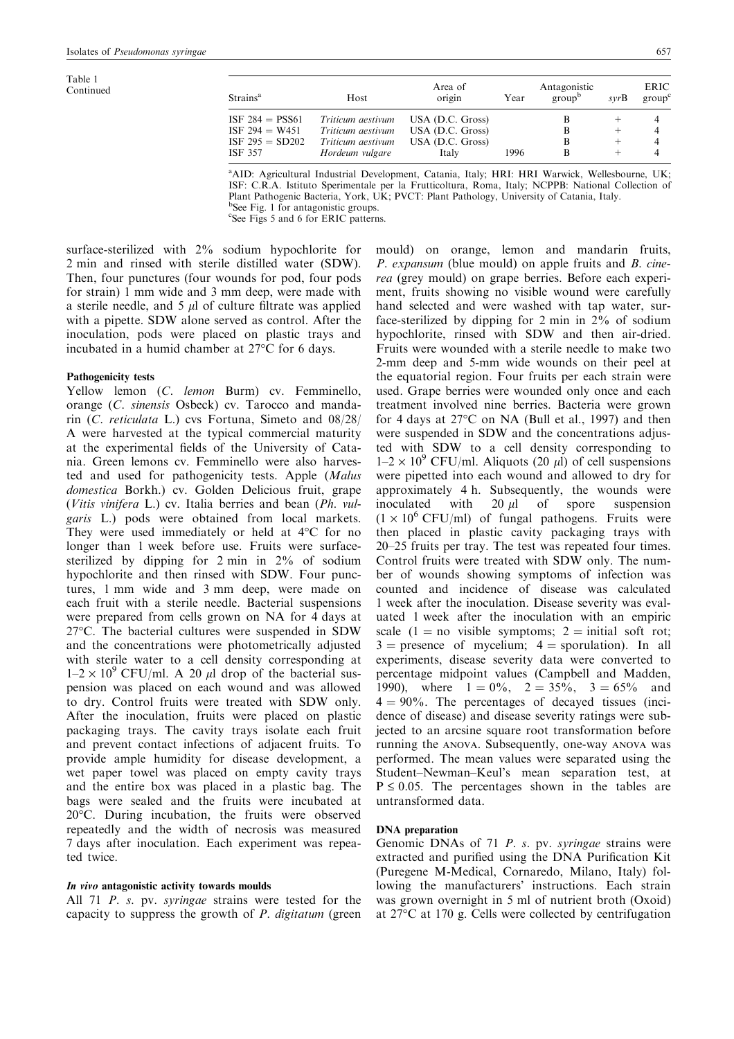Table 1 Continued

| Strains[a] | Host | Area of origin | Year | Antagonistic group[b] | *syr*B | ERIC group[c] |
|---|---|---|---|---|---|---|
| ISF 284 = PSS61 | *Triticum aestivum* | USA (D.C. Gross) | | B | + | 4 |
| ISF 294 = W451 | *Triticum aestivum* | USA (D.C. Gross) | | B | + | 4 |
| ISF 295 = SD202 | *Triticum aestivum* | USA (D.C. Gross) | | B | + | 4 |
| ISF 357 | *Hordeum vulgare* | Italy | 1996 | B | + | 4 |

[a]AID: Agricultural Industrial Development, Catania, Italy; HRI: HRI Warwick, Wellesbourne, UK; ISF: C.R.A. Istituto Sperimentale per la Frutticoltura, Roma, Italy; NCPPB: National Collection of Plant Pathogenic Bacteria, York, UK; PVCT: Plant Pathology, University of Catania, Italy.
[b]See Fig. 1 for antagonistic groups.
[c]See Figs 5 and 6 for ERIC patterns.

surface-sterilized with 2% sodium hypochlorite for 2 min and rinsed with sterile distilled water (SDW). Then, four punctures (four wounds for pod, four pods for strain) 1 mm wide and 3 mm deep, were made with a sterile needle, and 5 $\mu$l of culture filtrate was applied with a pipette. SDW alone served as control. After the inoculation, pods were placed on plastic trays and incubated in a humid chamber at 27°C for 6 days.

#### Pathogenicity tests

Yellow lemon (*C. lemon* Burm) cv. Femminello, orange (*C. sinensis* Osbeck) cv. Tarocco and mandarin (*C. reticulata* L.) cvs Fortuna, Simeto and 08/28/A were harvested at the typical commercial maturity at the experimental fields of the University of Catania. Green lemons cv. Femminello were also harvested and used for pathogenicity tests. Apple (*Malus domestica* Borkh.) cv. Golden Delicious fruit, grape (*Vitis vinifera* L.) cv. Italia berries and bean (*Ph. vulgaris* L.) pods were obtained from local markets. They were used immediately or held at 4°C for no longer than 1 week before use. Fruits were surface-sterilized by dipping for 2 min in 2% of sodium hypochlorite and then rinsed with SDW. Four punctures, 1 mm wide and 3 mm deep, were made on each fruit with a sterile needle. Bacterial suspensions were prepared from cells grown on NA for 4 days at 27°C. The bacterial cultures were suspended in SDW and the concentrations were photometrically adjusted with sterile water to a cell density corresponding at $1–2 \times 10^9$ CFU/ml. A 20 $\mu$l drop of the bacterial suspension was placed on each wound and was allowed to dry. Control fruits were treated with SDW only. After the inoculation, fruits were placed on plastic packaging trays. The cavity trays isolate each fruit and prevent contact infections of adjacent fruits. To provide ample humidity for disease development, a wet paper towel was placed on empty cavity trays and the entire box was placed in a plastic bag. The bags were sealed and the fruits were incubated at 20°C. During incubation, the fruits were observed repeatedly and the width of necrosis was measured 7 days after inoculation. Each experiment was repeated twice.

#### *In vivo* antagonistic activity towards moulds

All 71 *P. s.* pv. *syringae* strains were tested for the capacity to suppress the growth of *P. digitatum* (green mould) on orange, lemon and mandarin fruits, *P. expansum* (blue mould) on apple fruits and *B. cinerea* (grey mould) on grape berries. Before each experiment, fruits showing no visible wound were carefully hand selected and were washed with tap water, surface-sterilized by dipping for 2 min in 2% of sodium hypochlorite, rinsed with SDW and then air-dried. Fruits were wounded with a sterile needle to make two 2-mm deep and 5-mm wide wounds on their peel at the equatorial region. Four fruits per each strain were used. Grape berries were wounded only once and each treatment involved nine berries. Bacteria were grown for 4 days at 27°C on NA (Bull et al., 1997) and then were suspended in SDW and the concentrations adjusted with SDW to a cell density corresponding to $1–2 \times 10^9$ CFU/ml. Aliquots (20 $\mu$l) of cell suspensions were pipetted into each wound and allowed to dry for approximately 4 h. Subsequently, the wounds were inoculated with 20 $\mu$l of spore suspension ($1 \times 10^6$ CFU/ml) of fungal pathogens. Fruits were then placed in plastic cavity packaging trays with 20–25 fruits per tray. The test was repeated four times. Control fruits were treated with SDW only. The number of wounds showing symptoms of infection was counted and incidence of disease was calculated 1 week after the inoculation. Disease severity was evaluated 1 week after the inoculation with an empiric scale (1 = no visible symptoms; 2 = initial soft rot; 3 = presence of mycelium; 4 = sporulation). In all experiments, disease severity data were converted to percentage midpoint values (Campbell and Madden, 1990), where 1 = 0%, 2 = 35%, 3 = 65% and 4 = 90%. The percentages of decayed tissues (incidence of disease) and disease severity ratings were subjected to an arcsine square root transformation before running the ANOVA. Subsequently, one-way ANOVA was performed. The mean values were separated using the Student–Newman–Keul's mean separation test, at $P \leq 0.05$. The percentages shown in the tables are untransformed data.

#### DNA preparation

Genomic DNAs of 71 *P. s.* pv. *syringae* strains were extracted and purified using the DNA Purification Kit (Puregene M-Medical, Cornaredo, Milano, Italy) following the manufacturers' instructions. Each strain was grown overnight in 5 ml of nutrient broth (Oxoid) at 27°C at 170 g. Cells were collected by centrifugation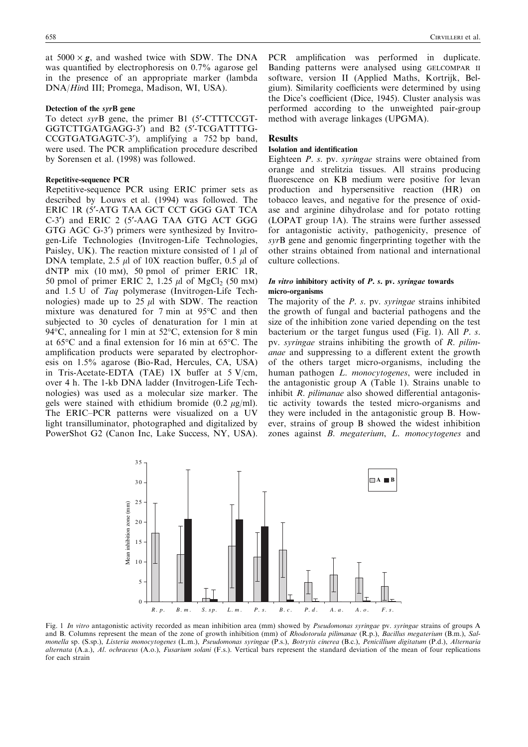at $5000 \times g$, and washed twice with SDW. The DNA was quantified by electrophoresis on 0.7% agarose gel in the presence of an appropriate marker (lambda DNA/*Hin*d III; Promega, Madison, WI, USA).

### Detection of the *syr*B gene

To detect *syr*B gene, the primer B1 (5′-CTTTCCGT-GGTCTTGATGAGG-3′) and B2 (5′-TCGATTTTG-CCGTGATGAGTC-3′), amplifying a 752 bp band, were used. The PCR amplification procedure described by Sorensen et al. (1998) was followed.

### Repetitive-sequence PCR

Repetitive-sequence PCR using ERIC primer sets as described by Louws et al. (1994) was followed. The ERIC 1R (5′-ATG TAA GCT CCT GGG GAT TCA C-3′) and ERIC 2 (5′-AAG TAA GTG ACT GGG GTG AGC G-3′) primers were synthesized by Invitrogen-Life Technologies (Invitrogen-Life Technologies, Paisley, UK). The reaction mixture consisted of 1 μl of DNA template, 2.5 μl of 10X reaction buffer, 0.5 μl of dNTP mix (10 mM), 50 pmol of primer ERIC 1R, 50 pmol of primer ERIC 2, 1.25 μl of $MgCl_2$ (50 mM) and 1.5 U of *Taq* polymerase (Invitrogen-Life Technologies) made up to 25 μl with SDW. The reaction mixture was denatured for 7 min at 95°C and then subjected to 30 cycles of denaturation for 1 min at 94°C, annealing for 1 min at 52°C, extension for 8 min at 65°C and a final extension for 16 min at 65°C. The amplification products were separated by electrophoresis on 1.5% agarose (Bio-Rad, Hercules, CA, USA) in Tris-Acetate-EDTA (TAE) 1X buffer at 5 V/cm, over 4 h. The 1-kb DNA ladder (Invitrogen-Life Technologies) was used as a molecular size marker. The gels were stained with ethidium bromide (0.2 μg/ml). The ERIC–PCR patterns were visualized on a UV light transilluminator, photographed and digitalized by PowerShot G2 (Canon Inc, Lake Success, NY, USA). PCR amplification was performed in duplicate. Banding patterns were analysed using GELCOMPAR II software, version II (Applied Maths, Kortrijk, Belgium). Similarity coefficients were determined by using the Dice's coefficient (Dice, 1945). Cluster analysis was performed according to the unweighted pair-group method with average linkages (UPGMA).

## Results

### Isolation and identification

Eighteen *P. s.* pv. *syringae* strains were obtained from orange and strelitzia tissues. All strains producing fluorescence on KB medium were positive for levan production and hypersensitive reaction (HR) on tobacco leaves, and negative for the presence of oxidase and arginine dihydrolase and for potato rotting (LOPAT group 1A). The strains were further assessed for antagonistic activity, pathogenicity, presence of *syr*B gene and genomic fingerprinting together with the other strains obtained from national and international culture collections.

### *In vitro* inhibitory activity of *P. s.* pv. *syringae* towards micro-organisms

The majority of the *P. s.* pv. *syringae* strains inhibited the growth of fungal and bacterial pathogens and the size of the inhibition zone varied depending on the test bacterium or the target fungus used (Fig. 1). All *P. s.* pv. *syringae* strains inhibiting the growth of *R. pilimanae* and suppressing to a different extent the growth of the others target micro-organisms, including the human pathogen *L. monocytogenes*, were included in the antagonistic group A (Table 1). Strains unable to inhibit *R. pilimanae* also showed differential antagonistic activity towards the tested micro-organisms and they were included in the antagonistic group B. However, strains of group B showed the widest inhibition zones against *B. megaterium*, *L. monocytogenes* and

Fig. 1 *In vitro* antagonistic activity recorded as mean inhibition area (mm) showed by *Pseudomonas syringae* pv. *syringae* strains of groups A and B. Columns represent the mean of the zone of growth inhibition (mm) of *Rhodotorula pilimanae* (R.p.), *Bacillus megaterium* (B.m.), *Salmonella* sp. (S.sp.), *Listeria monocytogenes* (L.m.), *Pseudomonas syringae* (P.s.), *Botrytis cinerea* (B.c.), *Penicillium digitatum* (P.d.), *Alternaria alternata* (A.a.), *Al. ochraceus* (A.o.), *Fusarium solani* (F.s.). Vertical bars represent the standard deviation of the mean of four replications for each strain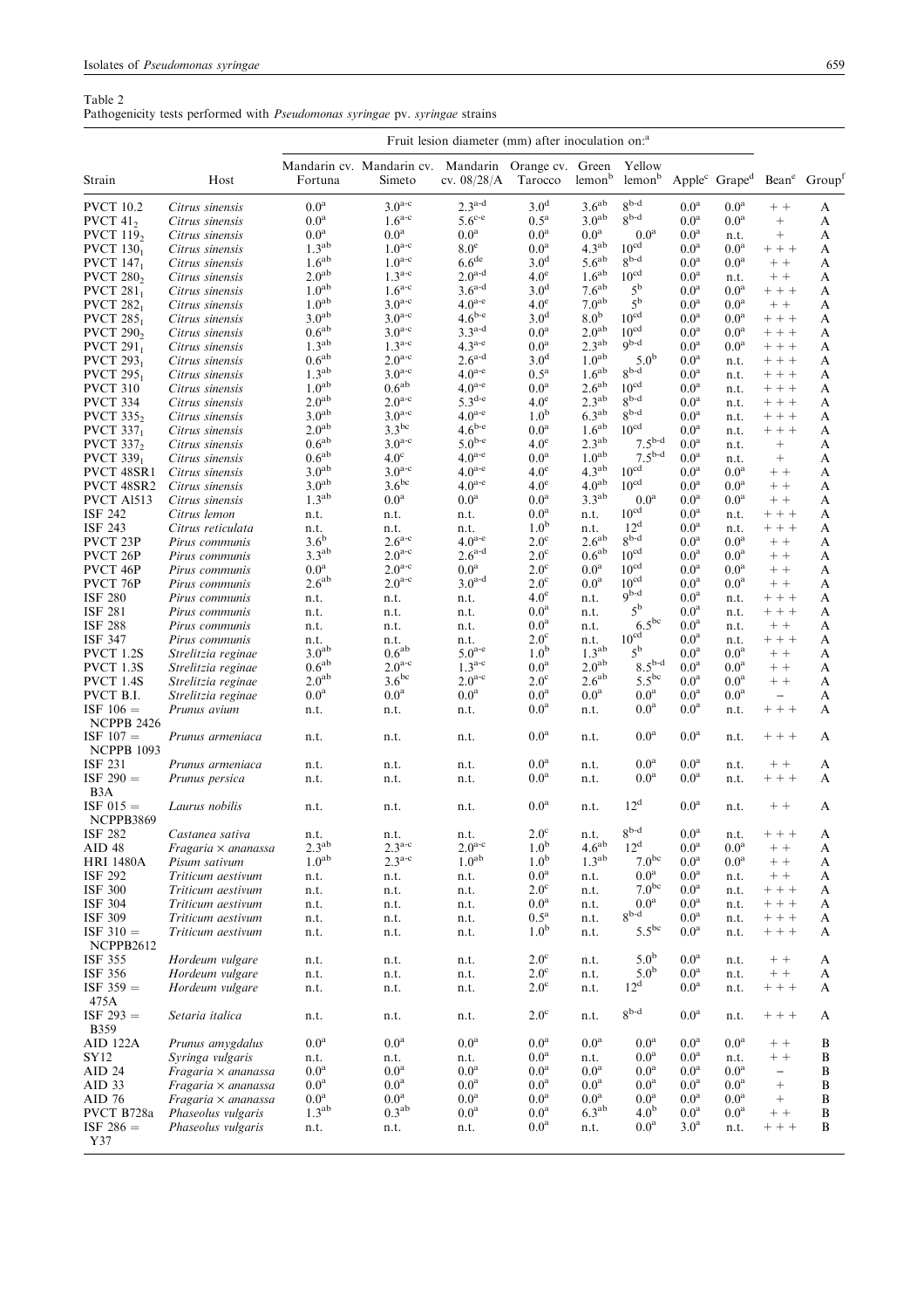Table 2
Pathogenicity tests performed with *Pseudomonas syringae* pv. *syringae* strains

| Strain | Host | Fruit lesion diameter (mm) after inoculation on:[a] | | | | | | | | | |
|---|---|---|---|---|---|---|---|---|---|---|---|
| | | Mandarin cv. Fortuna | Mandarin cv. Simeto | Mandarin cv. 08/28/A | Orange cv. Tarocco | Green lemon[b] | Yellow lemon[b] | Apple[c] | Grape[d] | Bean[e] | Group[f] |
| PVCT 10.2 | *Citrus sinensis* | 0.0[a] | 3.0[a-c] | 2.3[a-d] | 3.0[d] | 3.6[ab] | 8[b-d] | 0.0[a] | 0.0[a] | + + | A |
| PVCT $41_2$ | *Citrus sinensis* | 0.0[a] | 1.6[a-c] | 5.6[c-e] | 0.5[a] | 3.0[ab] | 8[b-d] | 0.0[a] | 0.0[a] | + | A |
| PVCT $119_2$ | *Citrus sinensis* | 0.0[a] | 0.0[a] | 0.0[a] | 0.0[a] | 0.0[a] | 0.0[a] | 0.0[a] | n.t. | + | A |
| PVCT $130_1$ | *Citrus sinensis* | 1.3[ab] | 1.0[a-c] | 8.0[e] | 0.0[a] | 4.3[ab] | 10[cd] | 0.0[a] | 0.0[a] | + + + | A |
| PVCT $147_1$ | *Citrus sinensis* | 1.6[ab] | 1.0[a-c] | 6.6[de] | 3.0[d] | 5.6[ab] | 8[b-d] | 0.0[a] | 0.0[a] | + + | A |
| PVCT $280_2$ | *Citrus sinensis* | 2.0[ab] | 1.3[a-c] | 2.0[a-d] | 4.0[e] | 1.6[ab] | 10[cd] | 0.0[a] | n.t. | + + | A |
| PVCT $281_1$ | *Citrus sinensis* | 1.0[ab] | 1.6[a-c] | 3.6[a-d] | 3.0[d] | 7.6[ab] | 5[b] | 0.0[a] | 0.0[a] | + + + | A |
| PVCT $282_1$ | *Citrus sinensis* | 1.0[ab] | 3.0[a-c] | 4.0[a-e] | 4.0[e] | 7.0[ab] | 5[b] | 0.0[a] | 0.0[a] | + + | A |
| PVCT $285_1$ | *Citrus sinensis* | 3.0[ab] | 3.0[a-c] | 4.6[b-e] | 3.0[d] | 8.0[b] | 10[cd] | 0.0[a] | 0.0[a] | + + + | A |
| PVCT $290_2$ | *Citrus sinensis* | 0.6[ab] | 3.0[a-c] | 3.3[a-d] | 0.0[a] | 2.0[ab] | 10[cd] | 0.0[a] | 0.0[a] | + + + | A |
| PVCT $291_1$ | *Citrus sinensis* | 1.3[ab] | 1.3[a-c] | 4.3[a-e] | 0.0[a] | 2.3[ab] | 9[b-d] | 0.0[a] | 0.0[a] | + + + | A |
| PVCT $293_1$ | *Citrus sinensis* | 0.6[ab] | 2.0[a-c] | 2.6[a-d] | 3.0[d] | 1.0[ab] | 5.0[b] | 0.0[a] | n.t. | + + + | A |
| PVCT $295_1$ | *Citrus sinensis* | 1.3[ab] | 3.0[a-c] | 4.0[a-e] | 0.5[a] | 1.6[ab] | 8[b-d] | 0.0[a] | n.t. | + + + | A |
| PVCT 310 | *Citrus sinensis* | 1.0[ab] | 0.6[ab] | 4.0[a-e] | 0.0[a] | 2.6[ab] | 10[cd] | 0.0[a] | n.t. | + + + | A |
| PVCT 334 | *Citrus sinensis* | 2.0[ab] | 2.0[a-c] | 5.3[d-e] | 4.0[e] | 2.3[ab] | 8[b-d] | 0.0[a] | n.t. | + + + | A |
| PVCT $335_2$ | *Citrus sinensis* | 3.0[ab] | 3.0[a-c] | 4.0[a-e] | 1.0[b] | 6.3[ab] | 8[b-d] | 0.0[a] | n.t. | + + + | A |
| PVCT $337_1$ | *Citrus sinensis* | 2.0[ab] | 3.3[bc] | 4.6[b-e] | 0.0[a] | 1.6[ab] | 10[cd] | 0.0[a] | n.t. | + + + | A |
| PVCT $337_2$ | *Citrus sinensis* | 0.6[ab] | 3.0[a-c] | 5.0[b-e] | 4.0[e] | 2.3[ab] | 7.5[b-d] | 0.0[a] | n.t. | + | A |
| PVCT $339_1$ | *Citrus sinensis* | 0.6[ab] | 4.0[c] | 4.0[a-e] | 0.0[a] | 1.0[ab] | 7.5[b-d] | 0.0[a] | n.t. | + | A |
| PVCT 48SR1 | *Citrus sinensis* | 3.0[ab] | 3.0[a-c] | 4.0[a-e] | 4.0[e] | 4.3[ab] | 10[cd] | 0.0[a] | 0.0[a] | + + | A |
| PVCT 48SR2 | *Citrus sinensis* | 3.0[ab] | 3.6[bc] | 4.0[a-e] | 4.0[e] | 4.0[ab] | 10[cd] | 0.0[a] | 0.0[a] | + + | A |
| PVCT Al513 | *Citrus sinensis* | 1.3[ab] | 0.0[a] | 0.0[a] | 0.0[a] | 3.3[ab] | 0.0[a] | 0.0[a] | 0.0[a] | + + | A |
| ISF 242 | *Citrus lemon* | n.t. | n.t. | n.t. | 0.0[a] | n.t. | 10[cd] | 0.0[a] | n.t. | + + + | A |
| ISF 243 | *Citrus reticulata* | n.t. | n.t. | n.t. | 1.0[b] | n.t. | 12[d] | 0.0[a] | n.t. | + + + | A |
| PVCT 23P | *Pirus communis* | 3.6[b] | 2.6[a-c] | 4.0[a-e] | 2.0[c] | 2.6[ab] | 8[b-d] | 0.0[a] | 0.0[a] | + + | A |
| PVCT 26P | *Pirus communis* | 3.3[ab] | 2.0[a-c] | 2.6[a-d] | 2.0[c] | 0.6[ab] | 10[cd] | 0.0[a] | 0.0[a] | + + | A |
| PVCT 46P | *Pirus communis* | 0.0[a] | 2.0[a-c] | 0.0[a] | 2.0[c] | 0.0[a] | 10[cd] | 0.0[a] | 0.0[a] | + + | A |
| PVCT 76P | *Pirus communis* | 2.6[ab] | 2.0[a-c] | 3.0[a-d] | 2.0[c] | 0.0[a] | 10[cd] | 0.0[a] | 0.0[a] | + + | A |
| ISF 280 | *Pirus communis* | n.t. | n.t. | n.t. | 4.0[e] | n.t. | 9[b-d] | 0.0[a] | n.t. | + + + | A |
| ISF 281 | *Pirus communis* | n.t. | n.t. | n.t. | 0.0[a] | n.t. | 5[b] | 0.0[a] | n.t. | + + + | A |
| ISF 288 | *Pirus communis* | n.t. | n.t. | n.t. | 0.0[a] | n.t. | 6.5[bc] | 0.0[a] | n.t. | + + | A |
| ISF 347 | *Pirus communis* | n.t. | n.t. | n.t. | 2.0[c] | n.t. | 10[cd] | 0.0[a] | n.t. | + + + | A |
| PVCT 1.2S | *Strelitzia reginae* | 3.0[ab] | 0.6[ab] | 5.0[a-e] | 1.0[b] | 1.3[ab] | 5[b] | 0.0[a] | 0.0[a] | + + | A |
| PVCT 1.3S | *Strelitzia reginae* | 0.6[ab] | 2.0[a-c] | 1.3[a-c] | 0.0[a] | 2.0[ab] | 8.5[b-d] | 0.0[a] | 0.0[a] | + + | A |
| PVCT 1.4S | *Strelitzia reginae* | 2.0[ab] | 3.6[bc] | 2.0[a-c] | 2.0[c] | 2.6[ab] | 5.5[bc] | 0.0[a] | 0.0[a] | + + | A |
| PVCT B.I. | *Strelitzia reginae* | 0.0[a] | 0.0[a] | 0.0[a] | 0.0[a] | 0.0[a] | 0.0[a] | 0.0[a] | 0.0[a] | − | A |
| ISF 106 = NCPPB 2426 | *Prunus avium* | n.t. | n.t. | n.t. | 0.0[a] | n.t. | 0.0[a] | 0.0[a] | n.t. | + + + | A |
| ISF 107 = NCPPB 1093 | *Prunus armeniaca* | n.t. | n.t. | n.t. | 0.0[a] | n.t. | 0.0[a] | 0.0[a] | n.t. | + + + | A |
| ISF 231 | *Prunus armeniaca* | n.t. | n.t. | n.t. | 0.0[a] | n.t. | 0.0[a] | 0.0[a] | n.t. | + + | A |
| ISF 290 = B3A | *Prunus persica* | n.t. | n.t. | n.t. | 0.0[a] | n.t. | 0.0[a] | 0.0[a] | n.t. | + + + | A |
| ISF 015 = NCPPB3869 | *Laurus nobilis* | n.t. | n.t. | n.t. | 0.0[a] | n.t. | 12[d] | 0.0[a] | n.t. | + + | A |
| ISF 282 | *Castanea sativa* | n.t. | n.t. | n.t. | 2.0[c] | n.t. | 8[b-d] | 0.0[a] | n.t. | + + + | A |
| AID 48 | *Fragaria × ananassa* | 2.3[ab] | 2.3[a-c] | 2.0[a-c] | 1.0[b] | 4.6[ab] | 12[d] | 0.0[a] | 0.0[a] | + + | A |
| HRI 1480A | *Pisum sativum* | 1.0[ab] | 2.3[a-c] | 1.0[ab] | 1.0[b] | 1.3[ab] | 7.0[bc] | 0.0[a] | 0.0[a] | + + | A |
| ISF 292 | *Triticum aestivum* | n.t. | n.t. | n.t. | 0.0[a] | n.t. | 0.0[a] | 0.0[a] | n.t. | + + | A |
| ISF 300 | *Triticum aestivum* | n.t. | n.t. | n.t. | 2.0[c] | n.t. | 7.0[bc] | 0.0[a] | n.t. | + + + | A |
| ISF 304 | *Triticum aestivum* | n.t. | n.t. | n.t. | 0.0[a] | n.t. | 0.0[a] | 0.0[a] | n.t. | + + + | A |
| ISF 309 | *Triticum aestivum* | n.t. | n.t. | n.t. | 0.5[a] | n.t. | 8[b-d] | 0.0[a] | n.t. | + + + | A |
| ISF 310 = NCPPB2612 | *Triticum aestivum* | n.t. | n.t. | n.t. | 1.0[b] | n.t. | 5.5[bc] | 0.0[a] | n.t. | + + + | A |
| ISF 355 | *Hordeum vulgare* | n.t. | n.t. | n.t. | 2.0[c] | n.t. | 5.0[b] | 0.0[a] | n.t. | + + | A |
| ISF 356 | *Hordeum vulgare* | n.t. | n.t. | n.t. | 2.0[c] | n.t. | 5.0[b] | 0.0[a] | n.t. | + + | A |
| ISF 359 = 475A | *Hordeum vulgare* | n.t. | n.t. | n.t. | 2.0[c] | n.t. | 12[d] | 0.0[a] | n.t. | + + + | A |
| ISF 293 = B359 | *Setaria italica* | n.t. | n.t. | n.t. | 2.0[c] | n.t. | 8[b-d] | 0.0[a] | n.t. | + + + | A |
| AID 122A | *Prunus amygdalus* | 0.0[a] | 0.0[a] | 0.0[a] | 0.0[a] | 0.0[a] | 0.0[a] | 0.0[a] | 0.0[a] | + + | B |
| SY12 | *Syringa vulgaris* | n.t. | n.t. | n.t. | 0.0[a] | n.t. | 0.0[a] | 0.0[a] | n.t. | + + | B |
| AID 24 | *Fragaria × ananassa* | 0.0[a] | 0.0[a] | 0.0[a] | 0.0[a] | 0.0[a] | 0.0[a] | 0.0[a] | 0.0[a] | − | B |
| AID 33 | *Fragaria × ananassa* | 0.0[a] | 0.0[a] | 0.0[a] | 0.0[a] | 0.0[a] | 0.0[a] | 0.0[a] | 0.0[a] | + | B |
| AID 76 | *Fragaria × ananassa* | 0.0[a] | 0.0[a] | 0.0[a] | 0.0[a] | 0.0[a] | 0.0[a] | 0.0[a] | 0.0[a] | + | B |
| PVCT B728a | *Phaseolus vulgaris* | 1.3[ab] | 0.3[ab] | 0.0[a] | 0.0[a] | 6.3[ab] | 4.0[b] | 0.0[a] | 0.0[a] | + + | B |
| ISF 286 = Y37 | *Phaseolus vulgaris* | n.t. | n.t. | n.t. | 0.0[a] | n.t. | 0.0[a] | 3.0[a] | n.t. | + + + | B |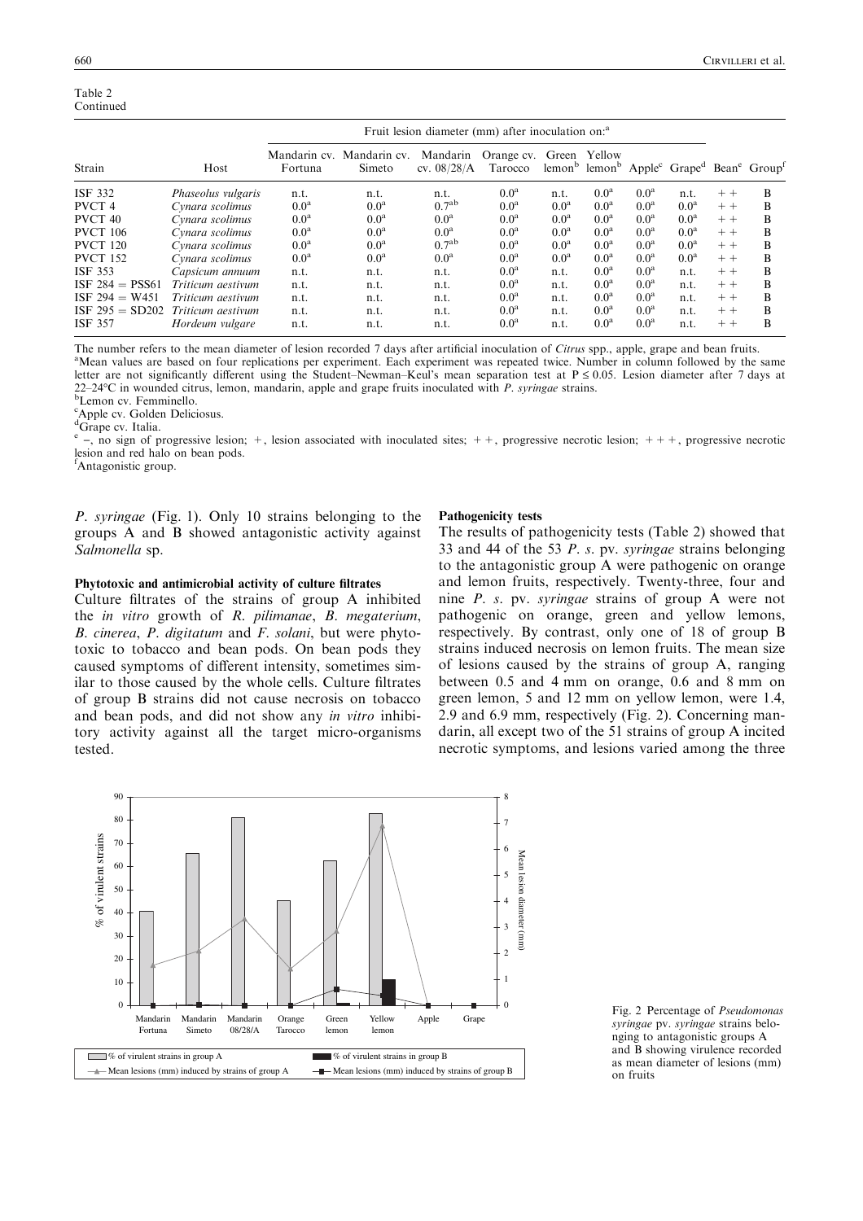Table 2
Continued

| Strain | Host | Fruit lesion diameter (mm) after inoculation on:[a] | | | | | | | | | |
|---|---|---|---|---|---|---|---|---|---|---|---|
| | | Mandarin cv. Fortuna | Mandarin cv. Simeto | Mandarin cv. 08/28/A | Orange cv. Tarocco | Green lemon[b] | Yellow lemon[b] | Apple[c] | Grape[d] | Bean[e] | Group[f] |
| ISF 332 | *Phaseolus vulgaris* | n.t. | n.t. | n.t. | 0.0[a] | n.t. | 0.0[a] | 0.0[a] | n.t. | + + | B |
| PVCT 4 | *Cynara scolimus* | 0.0[a] | 0.0[a] | 0.7[ab] | 0.0[a] | 0.0[a] | 0.0[a] | 0.0[a] | 0.0[a] | + + | B |
| PVCT 40 | *Cynara scolimus* | 0.0[a] | 0.0[a] | 0.0[a] | 0.0[a] | 0.0[a] | 0.0[a] | 0.0[a] | 0.0[a] | + + | B |
| PVCT 106 | *Cynara scolimus* | 0.0[a] | 0.0[a] | 0.0[a] | 0.0[a] | 0.0[a] | 0.0[a] | 0.0[a] | 0.0[a] | + + | B |
| PVCT 120 | *Cynara scolimus* | 0.0[a] | 0.0[a] | 0.7[ab] | 0.0[a] | 0.0[a] | 0.0[a] | 0.0[a] | 0.0[a] | + + | B |
| PVCT 152 | *Cynara scolimus* | 0.0[a] | 0.0[a] | 0.0[a] | 0.0[a] | 0.0[a] | 0.0[a] | 0.0[a] | 0.0[a] | + + | B |
| ISF 353 | *Capsicum annuum* | n.t. | n.t. | n.t. | 0.0[a] | n.t. | 0.0[a] | 0.0[a] | n.t. | + + | B |
| ISF 284 = PSS61 | *Triticum aestivum* | n.t. | n.t. | n.t. | 0.0[a] | n.t. | 0.0[a] | 0.0[a] | n.t. | + + | B |
| ISF 294 = W451 | *Triticum aestivum* | n.t. | n.t. | n.t. | 0.0[a] | n.t. | 0.0[a] | 0.0[a] | n.t. | + + | B |
| ISF 295 = SD202 | *Triticum aestivum* | n.t. | n.t. | n.t. | 0.0[a] | n.t. | 0.0[a] | 0.0[a] | n.t. | + + | B |
| ISF 357 | *Hordeum vulgare* | n.t. | n.t. | n.t. | 0.0[a] | n.t. | 0.0[a] | 0.0[a] | n.t. | + + | B |

The number refers to the mean diameter of lesion recorded 7 days after artificial inoculation of *Citrus* spp., apple, grape and bean fruits.
[a]Mean values are based on four replications per experiment. Each experiment was repeated twice. Number in column followed by the same letter are not significantly different using the Student–Newman–Keul's mean separation test at P ≤ 0.05. Lesion diameter after 7 days at 22–24°C in wounded citrus, lemon, mandarin, apple and grape fruits inoculated with *P. syringae* strains.
[b]Lemon cv. Femminello.
[c]Apple cv. Golden Deliciosus.
[d]Grape cv. Italia.
[e] –, no sign of progressive lesion; +, lesion associated with inoculated sites; + +, progressive necrotic lesion; + + +, progressive necrotic lesion and red halo on bean pods.
[f]Antagonistic group.

*P. syringae* (Fig. 1). Only 10 strains belonging to the groups A and B showed antagonistic activity against *Salmonella* sp.

#### Phytotoxic and antimicrobial activity of culture filtrates

Culture filtrates of the strains of group A inhibited the *in vitro* growth of *R. pilimanae*, *B. megaterium*, *B. cinerea*, *P. digitatum* and *F. solani*, but were phytotoxic to tobacco and bean pods. On bean pods they caused symptoms of different intensity, sometimes similar to those caused by the whole cells. Culture filtrates of group B strains did not cause necrosis on tobacco and bean pods, and did not show any *in vitro* inhibitory activity against all the target micro-organisms tested.

#### Pathogenicity tests

The results of pathogenicity tests (Table 2) showed that 33 and 44 of the 53 *P. s.* pv. *syringae* strains belonging to the antagonistic group A were pathogenic on orange and lemon fruits, respectively. Twenty-three, four and nine *P. s.* pv. *syringae* strains of group A were not pathogenic on orange, green and yellow lemons, respectively. By contrast, only one of 18 of group B strains induced necrosis on lemon fruits. The mean size of lesions caused by the strains of group A, ranging between 0.5 and 4 mm on orange, 0.6 and 8 mm on green lemon, 5 and 12 mm on yellow lemon, were 1.4, 2.9 and 6.9 mm, respectively (Fig. 2). Concerning mandarin, all except two of the 51 strains of group A incited necrotic symptoms, and lesions varied among the three

Fig. 2 Percentage of *Pseudomonas syringae* pv. *syringae* strains belonging to antagonistic groups A and B showing virulence recorded as mean diameter of lesions (mm) on fruits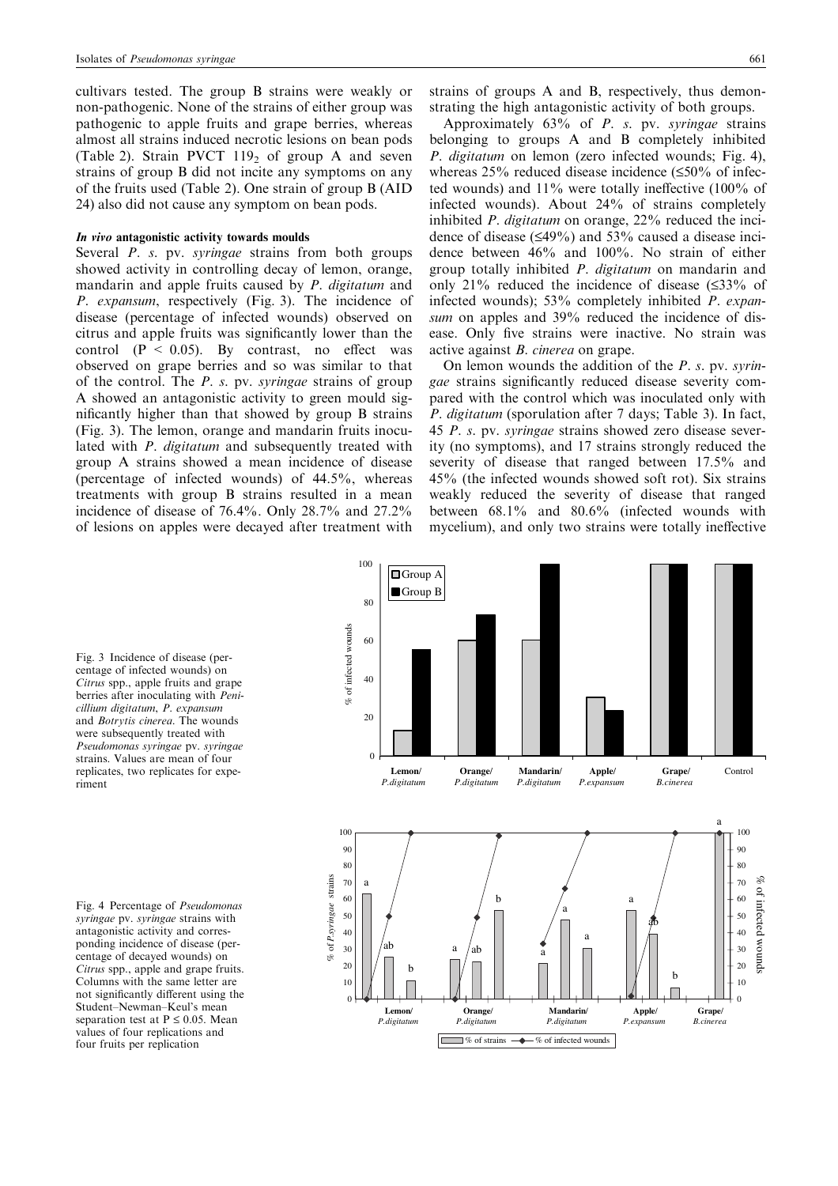cultivars tested. The group B strains were weakly or non-pathogenic. None of the strains of either group was pathogenic to apple fruits and grape berries, whereas almost all strains induced necrotic lesions on bean pods (Table 2). Strain PVCT $119_2$ of group A and seven strains of group B did not incite any symptoms on any of the fruits used (Table 2). One strain of group B (AID 24) also did not cause any symptom on bean pods.

### *In vivo* antagonistic activity towards moulds

Several *P. s.* pv. *syringae* strains from both groups showed activity in controlling decay of lemon, orange, mandarin and apple fruits caused by *P. digitatum* and *P. expansum*, respectively (Fig. 3). The incidence of disease (percentage of infected wounds) observed on citrus and apple fruits was significantly lower than the control ($P < 0.05$). By contrast, no effect was observed on grape berries and so was similar to that of the control. The *P. s.* pv. *syringae* strains of group A showed an antagonistic activity to green mould significantly higher than that showed by group B strains (Fig. 3). The lemon, orange and mandarin fruits inoculated with *P. digitatum* and subsequently treated with group A strains showed a mean incidence of disease (percentage of infected wounds) of 44.5%, whereas treatments with group B strains resulted in a mean incidence of disease of 76.4%. Only 28.7% and 27.2% of lesions on apples were decayed after treatment with strains of groups A and B, respectively, thus demonstrating the high antagonistic activity of both groups.

Approximately 63% of *P. s.* pv. *syringae* strains belonging to groups A and B completely inhibited *P. digitatum* on lemon (zero infected wounds; Fig. 4), whereas 25% reduced disease incidence (≤50% of infected wounds) and 11% were totally ineffective (100% of infected wounds). About 24% of strains completely inhibited *P. digitatum* on orange, 22% reduced the incidence of disease (≤49%) and 53% caused a disease incidence between 46% and 100%. No strain of either group totally inhibited *P. digitatum* on mandarin and only 21% reduced the incidence of disease (≤33% of infected wounds); 53% completely inhibited *P. expansum* on apples and 39% reduced the incidence of disease. Only five strains were inactive. No strain was active against *B. cinerea* on grape.

On lemon wounds the addition of the *P. s.* pv. *syringae* strains significantly reduced disease severity compared with the control which was inoculated only with *P. digitatum* (sporulation after 7 days; Table 3). In fact, 45 *P. s.* pv. *syringae* strains showed zero disease severity (no symptoms), and 17 strains strongly reduced the severity of disease that ranged between 17.5% and 45% (the infected wounds showed soft rot). Six strains weakly reduced the severity of disease that ranged between 68.1% and 80.6% (infected wounds with mycelium), and only two strains were totally ineffective

Fig. 3 Incidence of disease (percentage of infected wounds) on *Citrus* spp., apple fruits and grape berries after inoculating with *Penicillium digitatum*, *P. expansum* and *Botrytis cinerea*. The wounds were subsequently treated with *Pseudomonas syringae* pv. *syringae* strains. Values are mean of four replicates, two replicates for experiment

Fig. 4 Percentage of *Pseudomonas syringae* pv. *syringae* strains with antagonistic activity and corresponding incidence of disease (percentage of decayed wounds) on *Citrus* spp., apple and grape fruits. Columns with the same letter are not significantly different using the Student–Newman–Keul's mean separation test at P ≤ 0.05. Mean values of four replications and four fruits per replication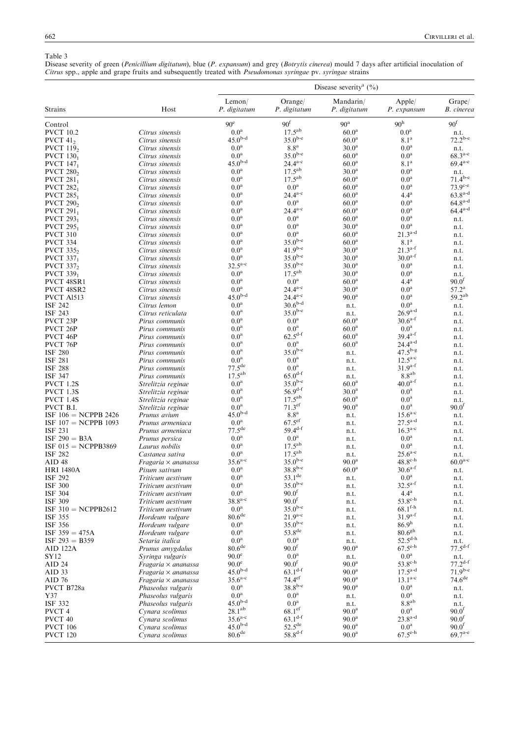Table 3
Disease severity of green (*Penicillium digitatum*), blue (*P. expansum*) and grey (*Botrytis cinerea*) mould 7 days after artificial inoculation of *Citrus* spp., apple and grape fruits and subsequently treated with *Pseudomonas syringae* pv. *syringae* strains

| Strains | Host | Disease severity[a] (%) | | | | |
|---|---|---|---|---|---|---|
| | | Lemon/ *P. digitatum* | Orange/ *P. digitatum* | Mandarin/ *P. digitatum* | Apple/ *P. expansum* | Grape/ *B. cinerea* |
| Control | | 90[e] | 90[f] | 90[a] | 90[h] | 90[f] |
| PVCT 10.2 | *Citrus sinensis* | 0.0[a] | 17.5[ab] | 60.0[a] | 0.0[a] | n.t. |
| PVCT $41_2$ | *Citrus sinensis* | 45.0[b-d] | 35.0[b-e] | 60.0[a] | 8.1[a] | 72.2[b-e] |
| PVCT $119_2$ | *Citrus sinensis* | 0.0[a] | 8.8[a] | 30.0[a] | 0.0[a] | n.t. |
| PVCT $130_1$ | *Citrus sinensis* | 0.0[a] | 35.0[b-e] | 60.0[a] | 0.0[a] | 68.3[a-e] |
| PVCT $147_1$ | *Citrus sinensis* | 45.0[b-d] | 24.4[a-c] | 60.0[a] | 8.1[a] | 69.4[a-e] |
| PVCT $280_2$ | *Citrus sinensis* | 0.0[a] | 17.5[ab] | 30.0[a] | 0.0[a] | n.t. |
| PVCT $281_1$ | *Citrus sinensis* | 0.0[a] | 17.5[ab] | 60.0[a] | 0.0[a] | 71.4[b-e] |
| PVCT $282_1$ | *Citrus sinensis* | 0.0[a] | 0.0[a] | 60.0[a] | 0.0[a] | 73.9[c-e] |
| PVCT $285_1$ | *Citrus sinensis* | 0.0[a] | 24.4[a-c] | 60.0[a] | 4.4[a] | 63.8[a-d] |
| PVCT $290_2$ | *Citrus sinensis* | 0.0[a] | 0.0[a] | 60.0[a] | 0.0[a] | 64.8[a-d] |
| PVCT $291_1$ | *Citrus sinensis* | 0.0[a] | 24.4[a-c] | 60.0[a] | 0.0[a] | 64.4[a-d] |
| PVCT $293_1$ | *Citrus sinensis* | 0.0[a] | 0.0[a] | 60.0[a] | 0.0[a] | n.t. |
| PVCT $295_1$ | *Citrus sinensis* | 0.0[a] | 0.0[a] | 30.0[a] | 0.0[a] | n.t. |
| PVCT 310 | *Citrus sinensis* | 0.0[a] | 0.0[a] | 60.0[a] | 21.3[a-d] | n.t. |
| PVCT 334 | *Citrus sinensis* | 0.0[a] | 35.0[b-e] | 60.0[a] | 8.1[a] | n.t. |
| PVCT $335_2$ | *Citrus sinensis* | 0.0[a] | 41.9[b-e] | 30.0[a] | 21.3[a-f] | n.t. |
| PVCT $337_1$ | *Citrus sinensis* | 0.0[a] | 35.0[b-e] | 30.0[a] | 30.0[a-f] | n.t. |
| PVCT $337_2$ | *Citrus sinensis* | 32.5[a-c] | 35.0[b-e] | 30.0[a] | 0.0[a] | n.t. |
| PVCT $339_1$ | *Citrus sinensis* | 0.0[a] | 17.5[ab] | 30.0[a] | 0.0[a] | n.t. |
| PVCT 48SR1 | *Citrus sinensis* | 0.0[a] | 0.0[a] | 60.0[a] | 4.4[a] | 90.0[f] |
| PVCT 48SR2 | *Citrus sinensis* | 0.0[a] | 24.4[a-c] | 30.0[a] | 0.0[a] | 57.2[a] |
| PVCT Al513 | *Citrus sinensis* | 45.0[b-d] | 24.4[a-c] | 90.0[a] | 0.0[a] | 59.2[ab] |
| ISF 242 | *Citrus lemon* | 0.0[a] | 30.6[b-d] | n.t. | 0.0[a] | n.t. |
| ISF 243 | *Citrus reticulata* | 0.0[a] | 35.0[b-e] | n.t. | 26.9[a-d] | n.t. |
| PVCT 23P | *Pirus communis* | 0.0[a] | 0.0[a] | 60.0[a] | 30.6[a-f] | n.t. |
| PVCT 26P | *Pirus communis* | 0.0[a] | 0.0[a] | 60.0[a] | 0.0[a] | n.t. |
| PVCT 46P | *Pirus communis* | 0.0[a] | 62.5[d-f] | 60.0[a] | 39.4[a-f] | n.t. |
| PVCT 76P | *Pirus communis* | 0.0[a] | 0.0[a] | 60.0[a] | 24.4[a-d] | n.t. |
| ISF 280 | *Pirus communis* | 0.0[a] | 35.0[b-e] | n.t. | 47.5[b-g] | n.t. |
| ISF 281 | *Pirus communis* | 0.0[a] | 0.0[a] | n.t. | 12.5[a-c] | n.t. |
| ISF 288 | *Pirus communis* | 77.5[de] | 0.0[a] | n.t. | 31.9[a-f] | n.t. |
| ISF 347 | *Pirus communis* | 17.5[ab] | 65.0[d-f] | n.t. | 8.8[ab] | n.t. |
| PVCT 1.2S | *Strelitzia reginae* | 0.0[a] | 35.0[b-e] | 60.0[a] | 40.0[a-f] | n.t. |
| PVCT 1.3S | *Strelitzia reginae* | 0.0[a] | 56.9[d-f] | 30.0[a] | 0.0[a] | n.t. |
| PVCT 1.4S | *Strelitzia reginae* | 0.0[a] | 17.5[ab] | 60.0[a] | 0.0[a] | n.t. |
| PVCT B.I. | *Strelitzia reginae* | 0.0[a] | 71.3[ef] | 90.0[a] | 0.0[a] | 90.0[f] |
| ISF 106 = NCPPB 2426 | *Prunus avium* | 45.0[b-d] | 8.8[a] | n.t. | 15.6[a-c] | n.t. |
| ISF 107 = NCPPB 1093 | *Prunus armeniaca* | 0.0[a] | 67.5[ef] | n.t. | 27.5[a-d] | n.t. |
| ISF 231 | *Prunus armeniaca* | 77.5[de] | 59.4[d-f] | n.t. | 16.3[a-c] | n.t. |
| ISF 290 = B3A | *Prunus persica* | 0.0[a] | 0.0[a] | n.t. | 0.0[a] | n.t. |
| ISF 015 = NCPPB3869 | *Laurus nobilis* | 0.0[a] | 17.5[ab] | n.t. | 0.0[a] | n.t. |
| ISF 282 | *Castanea sativa* | 0.0[a] | 17.5[ab] | n.t. | 25.6[a-e] | n.t. |
| AID 48 | *Fragaria × ananassa* | 35.6[a-c] | 35.0[b-e] | 90.0[a] | 48.8[c-h] | 60.0[a-c] |
| HRI 1480A | *Pisum sativum* | 0.0[a] | 38.8[b-e] | 60.0[a] | 30.6[a-f] | n.t. |
| ISF 292 | *Triticum aestivum* | 0.0[a] | 53.1[de] | n.t. | 0.0[a] | n.t. |
| ISF 300 | *Triticum aestivum* | 0.0[a] | 35.0[b-e] | n.t. | 32.5[a-f] | n.t. |
| ISF 304 | *Triticum aestivum* | 0.0[a] | 90.0[f] | n.t. | 4.4[a] | n.t. |
| ISF 309 | *Triticum aestivum* | 38.8[a-c] | 90.0[f] | n.t. | 53.8[c-h] | n.t. |
| ISF 310 = NCPPB2612 | *Triticum aestivum* | 0.0[a] | 35.0[b-e] | n.t. | 68.1[f-h] | n.t. |
| ISF 355 | *Hordeum vulgare* | 80.6[de] | 21.9[a-c] | n.t. | 31.9[a-f] | n.t. |
| ISF 356 | *Hordeum vulgare* | 0.0[a] | 35.0[b-e] | n.t. | 86.9[h] | n.t. |
| ISF 359 = 475A | *Hordeum vulgare* | 0.0[a] | 53.8[de] | n.t. | 80.6[gh] | n.t. |
| ISF 293 = B359 | *Setaria italica* | 0.0[a] | 0.0[a] | n.t. | 52.5[d-h] | n.t. |
| AID 122A | *Prunus amygdalus* | 80.6[de] | 90.0[f] | 90.0[a] | 67.5[e-h] | 77.5[d-f] |
| SY12 | *Syringa vulgaris* | 90.0[e] | 0.0[a] | n.t. | 0.0[a] | n.t. |
| AID 24 | *Fragaria × ananassa* | 90.0[e] | 90.0[f] | 90.0[a] | 53.8[c-h] | 77.2[d-f] |
| AID 33 | *Fragaria × ananassa* | 45.0[b-d] | 63.1[d-f] | 90.0[a] | 17.5[a-d] | 71.9[b-e] |
| AID 76 | *Fragaria × ananassa* | 35.6[a-c] | 74.4[ef] | 90.0[a] | 13.1[a-c] | 74.6[de] |
| PVCT B728a | *Phaseolus vulgaris* | 0.0[a] | 38.8[b-e] | 90.0[a] | 0.0[a] | n.t. |
| Y37 | *Phaseolus vulgaris* | 0.0[a] | 0.0[a] | n.t. | 0.0[a] | n.t. |
| ISF 332 | *Phaseolus vulgaris* | 45.0[b-d] | 0.0[a] | n.t. | 8.8[ab] | n.t. |
| PVCT 4 | *Cynara scolimus* | 28.1[ab] | 68.1[ef] | 90.0[a] | 0.0[a] | 90.0[f] |
| PVCT 40 | *Cynara scolimus* | 35.6[a-c] | 63.1[d-f] | 90.0[a] | 23.8[a-d] | 90.0[f] |
| PVCT 106 | *Cynara scolimus* | 45.0[b-d] | 52.5[de] | 90.0[a] | 0.0[a] | 90.0[f] |
| PVCT 120 | *Cynara scolimus* | 80.6[de] | 58.8[d-f] | 90.0[a] | 67.5[e-h] | 69.7[a-e] |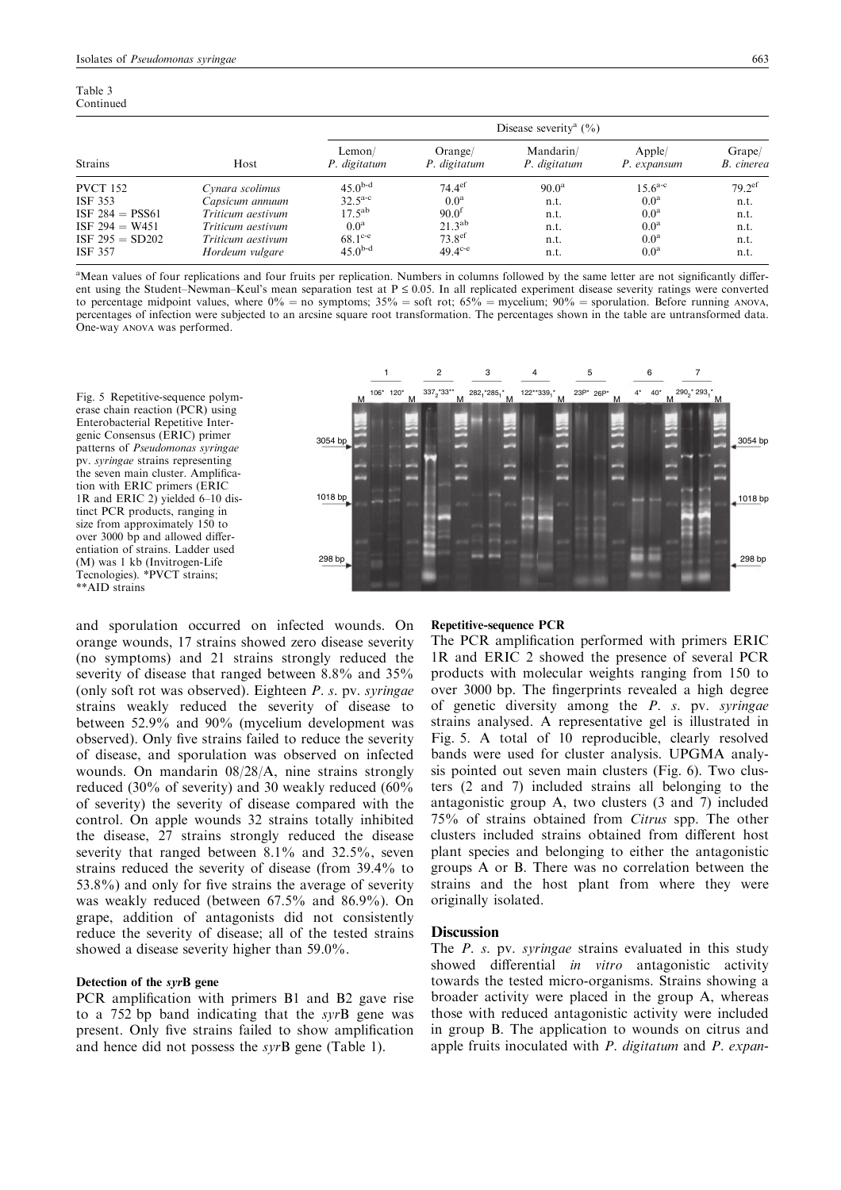Table 3
Continued

| Strains | Host | Disease severity[a] (%) | | | | |
|---|---|---|---|---|---|---|
| | | Lemon/ *P. digitatum* | Orange/ *P. digitatum* | Mandarin/ *P. digitatum* | Apple/ *P. expansum* | Grape/ *B. cinerea* |
| PVCT 152 | *Cynara scolimus* | 45.0[b-d] | 74.4[ef] | 90.0[a] | 15.6[a-c] | 79.2[ef] |
| ISF 353 | *Capsicum annuum* | 32.5[a-c] | 0.0[a] | n.t. | 0.0[a] | n.t. |
| ISF 284 = PSS61 | *Triticum aestivum* | 17.5[ab] | 90.0[f] | n.t. | 0.0[a] | n.t. |
| ISF 294 = W451 | *Triticum aestivum* | 0.0[a] | 21.3[ab] | n.t. | 0.0[a] | n.t. |
| ISF 295 = SD202 | *Triticum aestivum* | 68.1[c-e] | 73.8[ef] | n.t. | 0.0[a] | n.t. |
| ISF 357 | *Hordeum vulgare* | 45.0[b-d] | 49.4[c-e] | n.t. | 0.0[a] | n.t. |

[a]Mean values of four replications and four fruits per replication. Numbers in columns followed by the same letter are not significantly different using the Student–Newman–Keul's mean separation test at $P \leq 0.05$. In all replicated experiment disease severity ratings were converted to percentage midpoint values, where 0% = no symptoms; 35% = soft rot; 65% = mycelium; 90% = sporulation. Before running ANOVA, percentages of infection were subjected to an arcsine square root transformation. The percentages shown in the table are untransformed data. One-way ANOVA was performed.

Fig. 5 Repetitive-sequence polymerase chain reaction (PCR) using Enterobacterial Repetitive Intergenic Consensus (ERIC) primer patterns of *Pseudomonas syringae* pv. *syringae* strains representing the seven main cluster. Amplification with ERIC primers (ERIC 1R and ERIC 2) yielded 6–10 distinct PCR products, ranging in size from approximately 150 to over 3000 bp and allowed differentiation of strains. Ladder used (M) was 1 kb (Invitrogen-Life Tecnologies). *PVCT strains; **AID strains

and sporulation occurred on infected wounds. On orange wounds, 17 strains showed zero disease severity (no symptoms) and 21 strains strongly reduced the severity of disease that ranged between 8.8% and 35% (only soft rot was observed). Eighteen *P. s.* pv. *syringae* strains weakly reduced the severity of disease to between 52.9% and 90% (mycelium development was observed). Only five strains failed to reduce the severity of disease, and sporulation was observed on infected wounds. On mandarin 08/28/A, nine strains strongly reduced (30% of severity) and 30 weakly reduced (60% of severity) the severity of disease compared with the control. On apple wounds 32 strains totally inhibited the disease, 27 strains strongly reduced the disease severity that ranged between 8.1% and 32.5%, seven strains reduced the severity of disease (from 39.4% to 53.8%) and only for five strains the average of severity was weakly reduced (between 67.5% and 86.9%). On grape, addition of antagonists did not consistently reduce the severity of disease; all of the tested strains showed a disease severity higher than 59.0%.

### Detection of the *syr*B gene

PCR amplification with primers B1 and B2 gave rise to a 752 bp band indicating that the *syr*B gene was present. Only five strains failed to show amplification and hence did not possess the *syr*B gene (Table 1).

### Repetitive-sequence PCR

The PCR amplification performed with primers ERIC 1R and ERIC 2 showed the presence of several PCR products with molecular weights ranging from 150 to over 3000 bp. The fingerprints revealed a high degree of genetic diversity among the *P. s.* pv. *syringae* strains analysed. A representative gel is illustrated in Fig. 5. A total of 10 reproducible, clearly resolved bands were used for cluster analysis. UPGMA analysis pointed out seven main clusters (Fig. 6). Two clusters (2 and 7) included strains all belonging to the antagonistic group A, two clusters (3 and 7) included 75% of strains obtained from *Citrus* spp. The other clusters included strains obtained from different host plant species and belonging to either the antagonistic groups A or B. There was no correlation between the strains and the host plant from where they were originally isolated.

## Discussion

The *P. s.* pv. *syringae* strains evaluated in this study showed differential *in vitro* antagonistic activity towards the tested micro-organisms. Strains showing a broader activity were placed in the group A, whereas those with reduced antagonistic activity were included in group B. The application to wounds on citrus and apple fruits inoculated with *P. digitatum* and *P. expan-*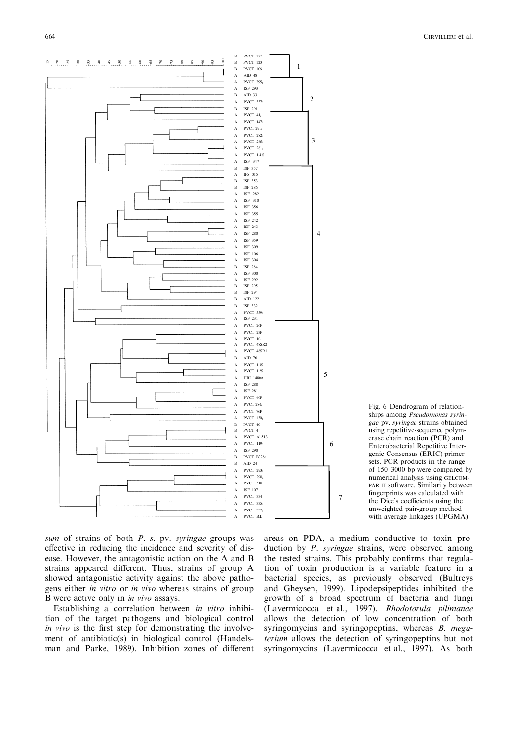Fig. 6 Dendrogram of relationships among *Pseudomonas syringae* pv. *syringae* strains obtained using repetitive-sequence polymerase chain reaction (PCR) and Enterobacterial Repetitive Intergenic Consensus (ERIC) primer sets. PCR products in the range of 150–3000 bp were compared by numerical analysis using GELCOMPAR II software. Similarity between fingerprints was calculated with the Dice's coefficients using the unweighted pair-group method with average linkages (UPGMA)

sum of strains of both *P. s.* pv. *syringae* groups was effective in reducing the incidence and severity of disease. However, the antagonistic action on the A and B strains appeared different. Thus, strains of group A showed antagonistic activity against the above pathogens either *in vitro* or *in vivo* whereas strains of group B were active only in *in vivo* assays.

Establishing a correlation between *in vitro* inhibition of the target pathogens and biological control *in vivo* is the first step for demonstrating the involvement of antibiotic(s) in biological control (Handelsman and Parke, 1989). Inhibition zones of different areas on PDA, a medium conductive to toxin production by *P. syringae* strains, were observed among the tested strains. This probably confirms that regulation of toxin production is a variable feature in a bacterial species, as previously observed (Bultreys and Gheysen, 1999). Lipodepsipeptides inhibited the growth of a broad spectrum of bacteria and fungi (Lavermicocca et al., 1997). *Rhodotorula pilimanae* allows the detection of low concentration of both syringomycins and syringopeptins, whereas *B. megaterium* allows the detection of syringopeptins but not syringomycins (Lavermicocca et al., 1997). As both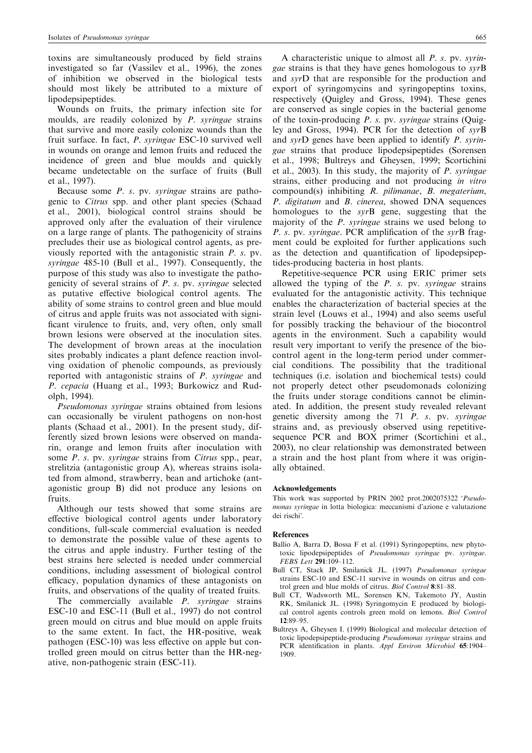toxins are simultaneously produced by field strains investigated so far (Vassilev et al., 1996), the zones of inhibition we observed in the biological tests should most likely be attributed to a mixture of lipodepsipeptides.

Wounds on fruits, the primary infection site for moulds, are readily colonized by *P. syringae* strains that survive and more easily colonize wounds than the fruit surface. In fact, *P. syringae* ESC-10 survived well in wounds on orange and lemon fruits and reduced the incidence of green and blue moulds and quickly became undetectable on the surface of fruits (Bull et al., 1997).

Because some *P. s.* pv. *syringae* strains are pathogenic to *Citrus* spp. and other plant species (Schaad et al., 2001), biological control strains should be approved only after the evaluation of their virulence on a large range of plants. The pathogenicity of strains precludes their use as biological control agents, as previously reported with the antagonistic strain *P. s.* pv. *syringae* 485-10 (Bull et al., 1997). Consequently, the purpose of this study was also to investigate the pathogenicity of several strains of *P. s.* pv. *syringae* selected as putative effective biological control agents. The ability of some strains to control green and blue mould of citrus and apple fruits was not associated with significant virulence to fruits, and, very often, only small brown lesions were observed at the inoculation sites. The development of brown areas at the inoculation sites probably indicates a plant defence reaction involving oxidation of phenolic compounds, as previously reported with antagonistic strains of *P. syringae* and *P. cepacia* (Huang et al., 1993; Burkowicz and Rudolph, 1994).

*Pseudomonas syringae* strains obtained from lesions can occasionally be virulent pathogens on non-host plants (Schaad et al., 2001). In the present study, differently sized brown lesions were observed on mandarin, orange and lemon fruits after inoculation with some *P. s.* pv. *syringae* strains from *Citrus* spp., pear, strelitzia (antagonistic group A), whereas strains isolated from almond, strawberry, bean and artichoke (antagonistic group B) did not produce any lesions on fruits.

Although our tests showed that some strains are effective biological control agents under laboratory conditions, full-scale commercial evaluation is needed to demonstrate the possible value of these agents to the citrus and apple industry. Further testing of the best strains here selected is needed under commercial conditions, including assessment of biological control efficacy, population dynamics of these antagonists on fruits, and observations of the quality of treated fruits.

The commercially available *P. syringae* strains ESC-10 and ESC-11 (Bull et al., 1997) do not control green mould on citrus and blue mould on apple fruits to the same extent. In fact, the HR-positive, weak pathogen (ESC-10) was less effective on apple but controlled green mould on citrus better than the HR-negative, non-pathogenic strain (ESC-11).

A characteristic unique to almost all *P. s.* pv. *syringae* strains is that they have genes homologous to *syr*B and *syr*D that are responsible for the production and export of syringomycins and syringopeptins toxins, respectively (Quigley and Gross, 1994). These genes are conserved as single copies in the bacterial genome of the toxin-producing *P. s.* pv. *syringae* strains (Quigley and Gross, 1994). PCR for the detection of *syr*B and *syr*D genes have been applied to identify *P. syringae* strains that produce lipodepsipeptides (Sorensen et al., 1998; Bultreys and Gheysen, 1999; Scortichini et al., 2003). In this study, the majority of *P. syringae* strains, either producing and not producing *in vitro* compound(s) inhibiting *R. pilimanae*, *B. megaterium*, *P. digitatum* and *B. cinerea*, showed DNA sequences homologues to the *syr*B gene, suggesting that the majority of the *P. syringae* strains we used belong to *P. s.* pv. *syringae*. PCR amplification of the *syr*B fragment could be exploited for further applications such as the detection and quantification of lipodepsipeptides-producing bacteria in host plants.

Repetitive-sequence PCR using ERIC primer sets allowed the typing of the *P. s.* pv. *syringae* strains evaluated for the antagonistic activity. This technique enables the characterization of bacterial species at the strain level (Louws et al., 1994) and also seems useful for possibly tracking the behaviour of the biocontrol agents in the environment. Such a capability would result very important to verify the presence of the biocontrol agent in the long-term period under commercial conditions. The possibility that the traditional techniques (i.e. isolation and biochemical tests) could not properly detect other pseudomonads colonizing the fruits under storage conditions cannot be eliminated. In addition, the present study revealed relevant genetic diversity among the 71 *P. s.* pv. *syringae* strains and, as previously observed using repetitive-sequence PCR and BOX primer (Scortichini et al., 2003), no clear relationship was demonstrated between a strain and the host plant from where it was originally obtained.

#### Acknowledgements

This work was supported by PRIN 2002 prot.2002075322 '*Pseudomonas syringae* in lotta biologica: meccanismi d'azione e valutazione dei rischi'.

#### References

Ballio A, Barra D, Bossa F et al. (1991) Syringopeptins, new phytotoxic lipodepsipeptides of *Pseudomonas syringae* pv. *syringae*. *FEBS Lett* **291**:109–112.

Bull CT, Stack JP, Smilanick JL. (1997) *Pseudomonas syringae* strains ESC-10 and ESC-11 survive in wounds on citrus and control green and blue molds of citrus. *Biol Control* **8**:81–88.

Bull CT, Wadsworth ML, Sorensen KN, Takemoto JY, Austin RK, Smilanick JL. (1998) Syringomycin E produced by biological control agents controls green mold on lemons. *Biol Control* **12**:89–95.

Bultreys A, Gheysen I. (1999) Biological and molecular detection of toxic lipodepsipeptide-producing *Pseudomonas syringae* strains and PCR identification in plants. *Appl Environ Microbiol* **65**:1904–1909.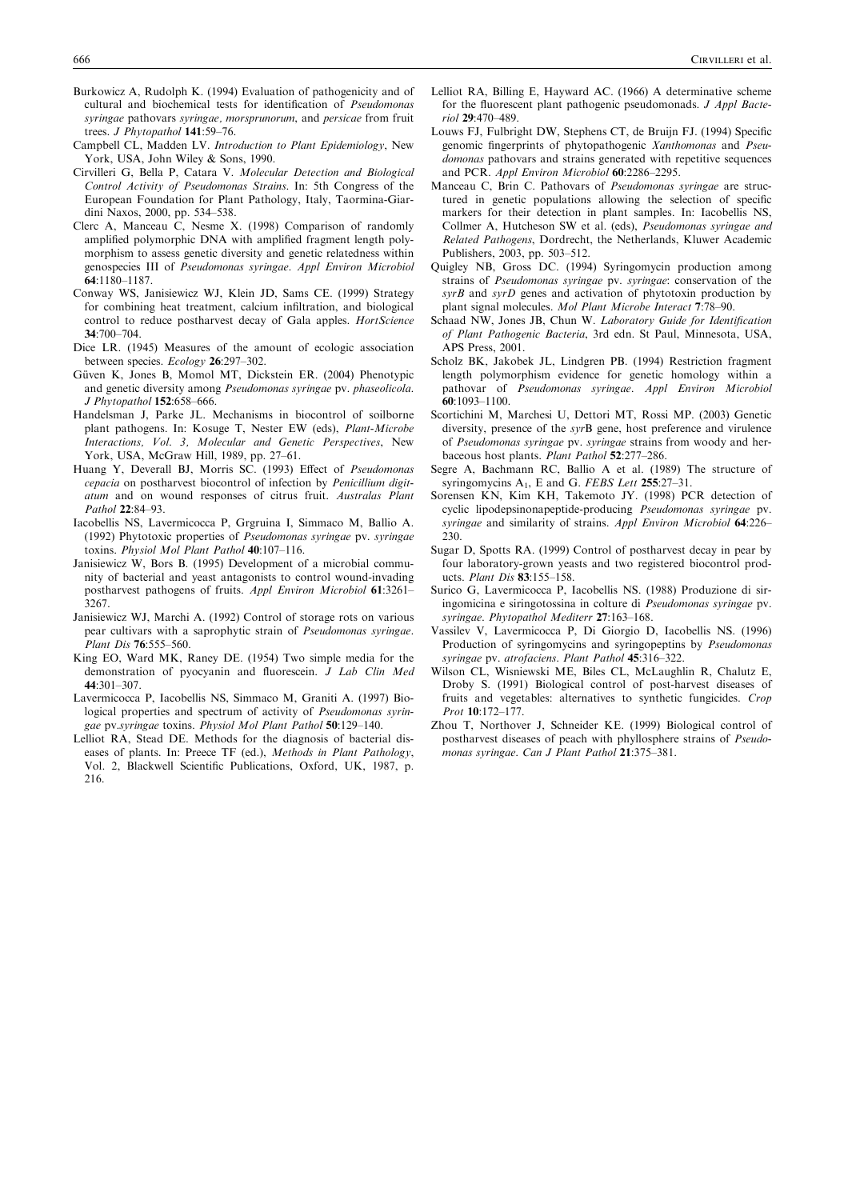Burkowicz A, Rudolph K. (1994) Evaluation of pathogenicity and of cultural and biochemical tests for identification of *Pseudomonas syringae* pathovars *syringae, morsprunorum*, and *persicae* from fruit trees. *J Phytopathol* **141**:59–76.

Campbell CL, Madden LV. *Introduction to Plant Epidemiology*, New York, USA, John Wiley & Sons, 1990.

Cirvilleri G, Bella P, Catara V. *Molecular Detection and Biological Control Activity of Pseudomonas Strains*. In: 5th Congress of the European Foundation for Plant Pathology, Italy, Taormina-Giardini Naxos, 2000, pp. 534–538.

Clerc A, Manceau C, Nesme X. (1998) Comparison of randomly amplified polymorphic DNA with amplified fragment length polymorphism to assess genetic diversity and genetic relatedness within genospecies III of *Pseudomonas syringae*. *Appl Environ Microbiol* **64**:1180–1187.

Conway WS, Janisiewicz WJ, Klein JD, Sams CE. (1999) Strategy for combining heat treatment, calcium infiltration, and biological control to reduce postharvest decay of Gala apples. *HortScience* **34**:700–704.

Dice LR. (1945) Measures of the amount of ecologic association between species. *Ecology* **26**:297–302.

Güven K, Jones B, Momol MT, Dickstein ER. (2004) Phenotypic and genetic diversity among *Pseudomonas syringae* pv. *phaseolicola*. *J Phytopathol* **152**:658–666.

Handelsman J, Parke JL. Mechanisms in biocontrol of soilborne plant pathogens. In: Kosuge T, Nester EW (eds), *Plant-Microbe Interactions, Vol. 3, Molecular and Genetic Perspectives*, New York, USA, McGraw Hill, 1989, pp. 27–61.

Huang Y, Deverall BJ, Morris SC. (1993) Effect of *Pseudomonas cepacia* on postharvest biocontrol of infection by *Penicillium digitatum* and on wound responses of citrus fruit. *Australas Plant Pathol* **22**:84–93.

Iacobellis NS, Lavermicocca P, Grgruina I, Simmaco M, Ballio A. (1992) Phytotoxic properties of *Pseudomonas syringae* pv. *syringae* toxins. *Physiol Mol Plant Pathol* **40**:107–116.

Janisiewicz W, Bors B. (1995) Development of a microbial community of bacterial and yeast antagonists to control wound-invading postharvest pathogens of fruits. *Appl Environ Microbiol* **61**:3261–3267.

Janisiewicz WJ, Marchi A. (1992) Control of storage rots on various pear cultivars with a saprophytic strain of *Pseudomonas syringae*. *Plant Dis* **76**:555–560.

King EO, Ward MK, Raney DE. (1954) Two simple media for the demonstration of pyocyanin and fluorescein. *J Lab Clin Med* **44**:301–307.

Lavermicocca P, Iacobellis NS, Simmaco M, Graniti A. (1997) Biological properties and spectrum of activity of *Pseudomonas syringae* pv.*syringae* toxins. *Physiol Mol Plant Pathol* **50**:129–140.

Lelliot RA, Stead DE. Methods for the diagnosis of bacterial diseases of plants. In: Preece TF (ed.), *Methods in Plant Pathology*, Vol. 2, Blackwell Scientific Publications, Oxford, UK, 1987, p. 216.

Lelliot RA, Billing E, Hayward AC. (1966) A determinative scheme for the fluorescent plant pathogenic pseudomonads. *J Appl Bacteriol* **29**:470–489.

Louws FJ, Fulbright DW, Stephens CT, de Bruijn FJ. (1994) Specific genomic fingerprints of phytopathogenic *Xanthomonas* and *Pseudomonas* pathovars and strains generated with repetitive sequences and PCR. *Appl Environ Microbiol* **60**:2286–2295.

Manceau C, Brin C. Pathovars of *Pseudomonas syringae* are structured in genetic populations allowing the selection of specific markers for their detection in plant samples. In: Iacobellis NS, Collmer A, Hutcheson SW et al. (eds), *Pseudomonas syringae and Related Pathogens*, Dordrecht, the Netherlands, Kluwer Academic Publishers, 2003, pp. 503–512.

Quigley NB, Gross DC. (1994) Syringomycin production among strains of *Pseudomonas syringae* pv. *syringae*: conservation of the *syrB* and *syrD* genes and activation of phytotoxin production by plant signal molecules. *Mol Plant Microbe Interact* **7**:78–90.

Schaad NW, Jones JB, Chun W. *Laboratory Guide for Identification of Plant Pathogenic Bacteria*, 3rd edn. St Paul, Minnesota, USA, APS Press, 2001.

Scholz BK, Jakobek JL, Lindgren PB. (1994) Restriction fragment length polymorphism evidence for genetic homology within a pathovar of *Pseudomonas syringae*. *Appl Environ Microbiol* **60**:1093–1100.

Scortichini M, Marchesi U, Dettori MT, Rossi MP. (2003) Genetic diversity, presence of the *syr*B gene, host preference and virulence of *Pseudomonas syringae* pv. *syringae* strains from woody and herbaceous host plants. *Plant Pathol* **52**:277–286.

Segre A, Bachmann RC, Ballio A et al. (1989) The structure of syringomycins $A_1$, E and G. *FEBS Lett* **255**:27–31.

Sorensen KN, Kim KH, Takemoto JY. (1998) PCR detection of cyclic lipodepsinonapeptide-producing *Pseudomonas syringae* pv. *syringae* and similarity of strains. *Appl Environ Microbiol* **64**:226–230.

Sugar D, Spotts RA. (1999) Control of postharvest decay in pear by four laboratory-grown yeasts and two registered biocontrol products. *Plant Dis* **83**:155–158.

Surico G, Lavermicocca P, Iacobellis NS. (1988) Produzione di siringomicina e siringotossina in colture di *Pseudomonas syringae* pv. *syringae*. *Phytopathol Mediterr* **27**:163–168.

Vassilev V, Lavermicocca P, Di Giorgio D, Iacobellis NS. (1996) Production of syringomycins and syringopeptins by *Pseudomonas syringae* pv. *atrofaciens*. *Plant Pathol* **45**:316–322.

Wilson CL, Wisniewski ME, Biles CL, McLaughlin R, Chalutz E, Droby S. (1991) Biological control of post-harvest diseases of fruits and vegetables: alternatives to synthetic fungicides. *Crop Prot* **10**:172–177.

Zhou T, Northover J, Schneider KE. (1999) Biological control of postharvest diseases of peach with phyllosphere strains of *Pseudomonas syringae*. *Can J Plant Pathol* **21**:375–381.